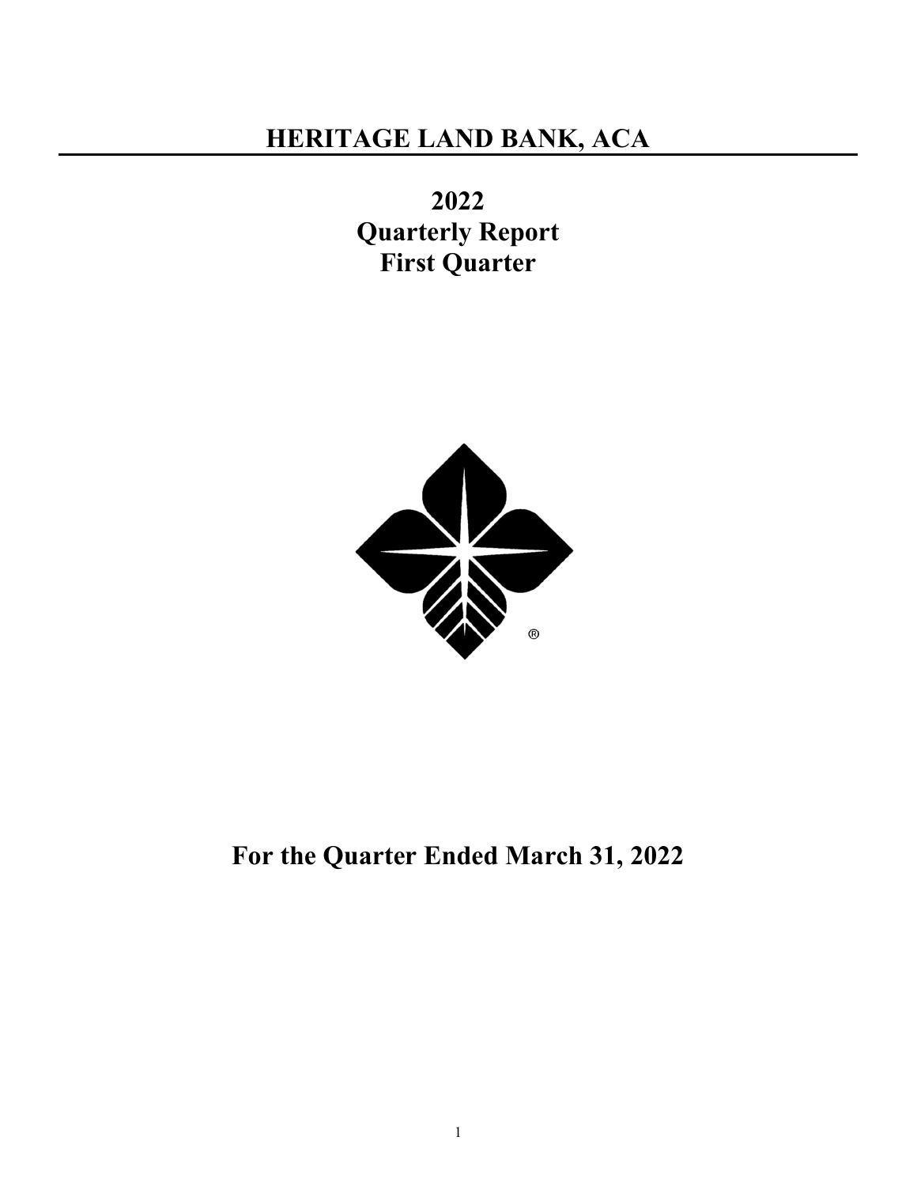# HERITAGE LAND BANK, ACA

## 2022
## Quarterly Report
## First Quarter

## For the Quarter Ended March 31, 2022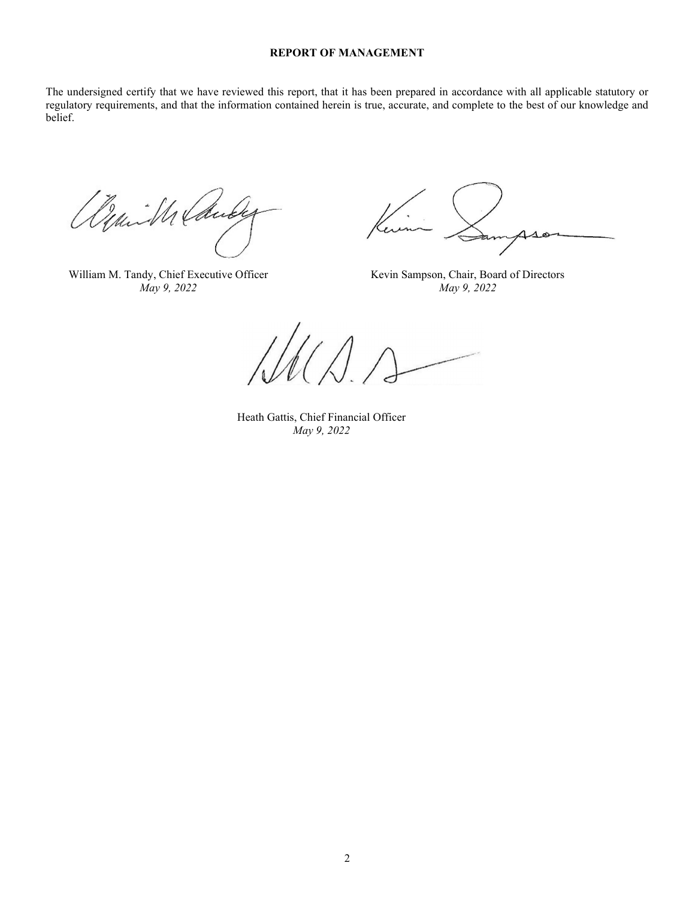**REPORT OF MANAGEMENT**

The undersigned certify that we have reviewed this report, that it has been prepared in accordance with all applicable statutory or regulatory requirements, and that the information contained herein is true, accurate, and complete to the best of our knowledge and belief.

William M. Tandy, Chief Executive Officer
*May 9, 2022*

Kevin Sampson, Chair, Board of Directors
*May 9, 2022*

Heath Gattis, Chief Financial Officer
*May 9, 2022*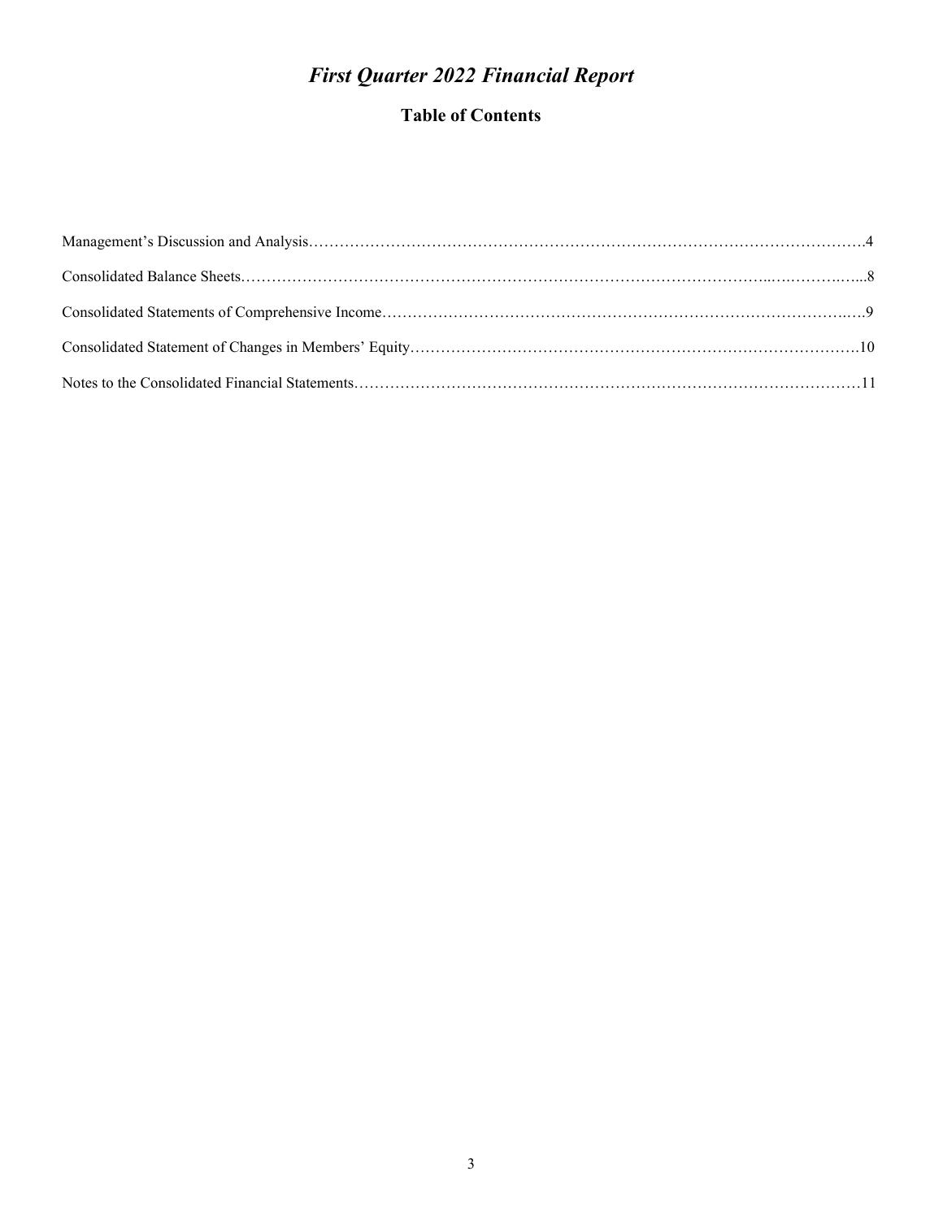# *First Quarter 2022 Financial Report*

## Table of Contents

Management's Discussion and Analysis……………………………………………………………………………………….4

Consolidated Balance Sheets…………………………………………………………………………………..….……….…...8

Consolidated Statements of Comprehensive Income…………………………………………………………………….….9

Consolidated Statement of Changes in Members' Equity……………………………………………………………………10

Notes to the Consolidated Financial Statements………………………………………………………………………………11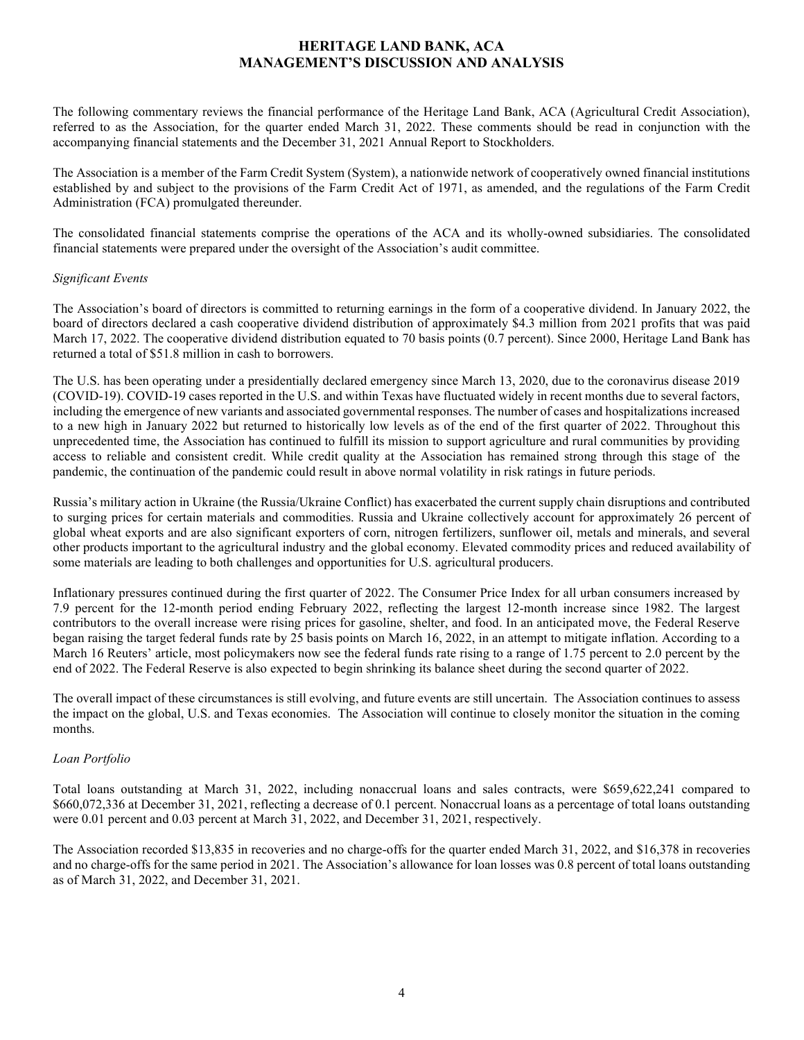# HERITAGE LAND BANK, ACA
## MANAGEMENT'S DISCUSSION AND ANALYSIS

The following commentary reviews the financial performance of the Heritage Land Bank, ACA (Agricultural Credit Association), referred to as the Association, for the quarter ended March 31, 2022. These comments should be read in conjunction with the accompanying financial statements and the December 31, 2021 Annual Report to Stockholders.

The Association is a member of the Farm Credit System (System), a nationwide network of cooperatively owned financial institutions established by and subject to the provisions of the Farm Credit Act of 1971, as amended, and the regulations of the Farm Credit Administration (FCA) promulgated thereunder.

The consolidated financial statements comprise the operations of the ACA and its wholly-owned subsidiaries. The consolidated financial statements were prepared under the oversight of the Association's audit committee.

*Significant Events*

The Association's board of directors is committed to returning earnings in the form of a cooperative dividend. In January 2022, the board of directors declared a cash cooperative dividend distribution of approximately $4.3 million from 2021 profits that was paid March 17, 2022. The cooperative dividend distribution equated to 70 basis points (0.7 percent). Since 2000, Heritage Land Bank has returned a total of $51.8 million in cash to borrowers.

The U.S. has been operating under a presidentially declared emergency since March 13, 2020, due to the coronavirus disease 2019 (COVID-19). COVID-19 cases reported in the U.S. and within Texas have fluctuated widely in recent months due to several factors, including the emergence of new variants and associated governmental responses. The number of cases and hospitalizations increased to a new high in January 2022 but returned to historically low levels as of the end of the first quarter of 2022. Throughout this unprecedented time, the Association has continued to fulfill its mission to support agriculture and rural communities by providing access to reliable and consistent credit. While credit quality at the Association has remained strong through this stage of the pandemic, the continuation of the pandemic could result in above normal volatility in risk ratings in future periods.

Russia's military action in Ukraine (the Russia/Ukraine Conflict) has exacerbated the current supply chain disruptions and contributed to surging prices for certain materials and commodities. Russia and Ukraine collectively account for approximately 26 percent of global wheat exports and are also significant exporters of corn, nitrogen fertilizers, sunflower oil, metals and minerals, and several other products important to the agricultural industry and the global economy. Elevated commodity prices and reduced availability of some materials are leading to both challenges and opportunities for U.S. agricultural producers.

Inflationary pressures continued during the first quarter of 2022. The Consumer Price Index for all urban consumers increased by 7.9 percent for the 12-month period ending February 2022, reflecting the largest 12-month increase since 1982. The largest contributors to the overall increase were rising prices for gasoline, shelter, and food. In an anticipated move, the Federal Reserve began raising the target federal funds rate by 25 basis points on March 16, 2022, in an attempt to mitigate inflation. According to a March 16 Reuters' article, most policymakers now see the federal funds rate rising to a range of 1.75 percent to 2.0 percent by the end of 2022. The Federal Reserve is also expected to begin shrinking its balance sheet during the second quarter of 2022.

The overall impact of these circumstances is still evolving, and future events are still uncertain. The Association continues to assess the impact on the global, U.S. and Texas economies. The Association will continue to closely monitor the situation in the coming months.

*Loan Portfolio*

Total loans outstanding at March 31, 2022, including nonaccrual loans and sales contracts, were $659,622,241 compared to $660,072,336 at December 31, 2021, reflecting a decrease of 0.1 percent. Nonaccrual loans as a percentage of total loans outstanding were 0.01 percent and 0.03 percent at March 31, 2022, and December 31, 2021, respectively.

The Association recorded $13,835 in recoveries and no charge-offs for the quarter ended March 31, 2022, and $16,378 in recoveries and no charge-offs for the same period in 2021. The Association's allowance for loan losses was 0.8 percent of total loans outstanding as of March 31, 2022, and December 31, 2021.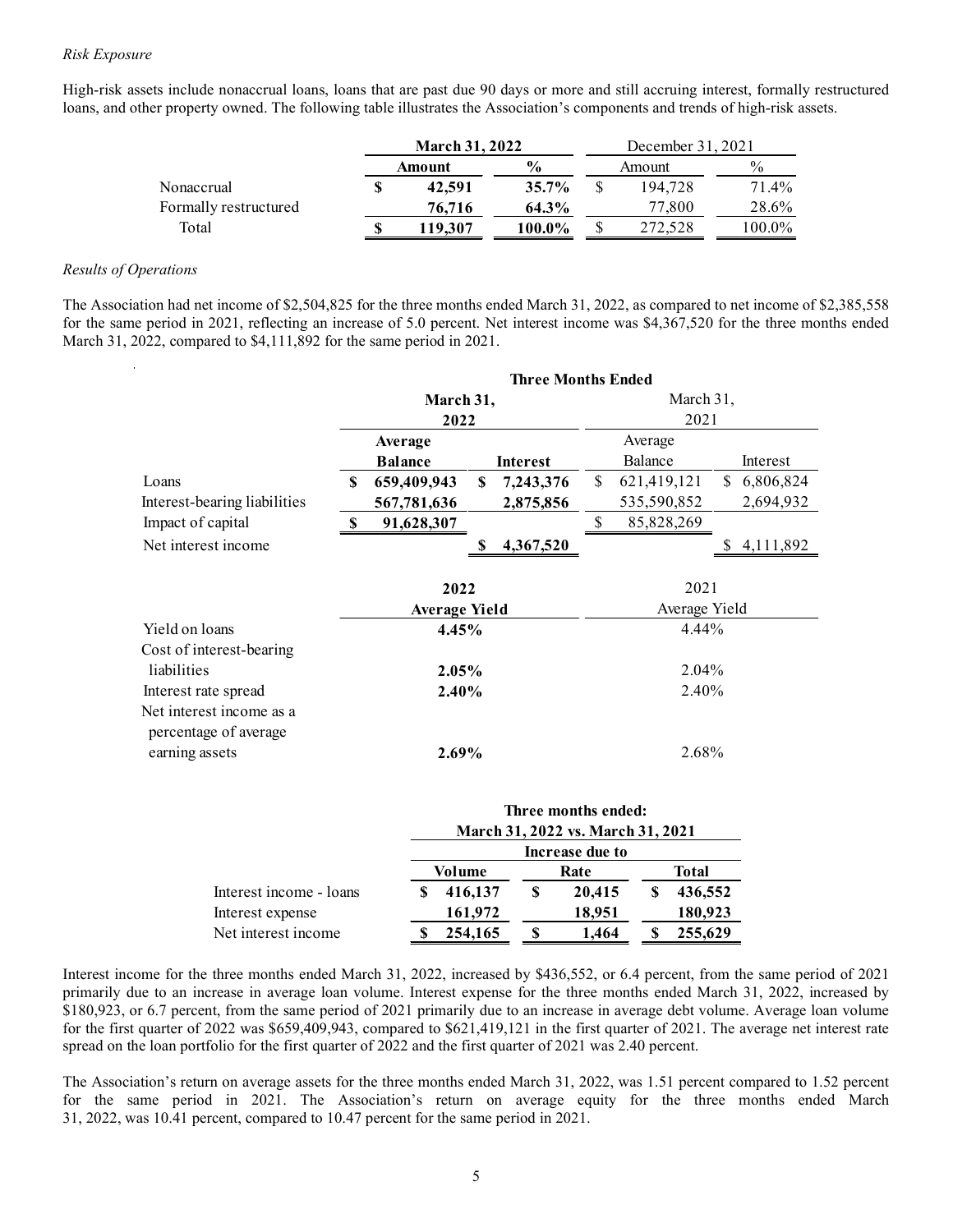*Risk Exposure*

High-risk assets include nonaccrual loans, loans that are past due 90 days or more and still accruing interest, formally restructured loans, and other property owned. The following table illustrates the Association's components and trends of high-risk assets.

| | March 31, 2022 | | December 31, 2021 | |
|---|---|---|---|---|
| | **Amount** | **%** | Amount | % |
| Nonaccrual | **$ 42,591** | **35.7%** | $ 194,728 | 71.4% |
| Formally restructured | **76,716** | **64.3%** | 77,800 | 28.6% |
| Total | **$ 119,307** | **100.0%** | $ 272,528 | 100.0% |

*Results of Operations*

The Association had net income of $2,504,825 for the three months ended March 31, 2022, as compared to net income of $2,385,558 for the same period in 2021, reflecting an increase of 5.0 percent. Net interest income was $4,367,520 for the three months ended March 31, 2022, compared to $4,111,892 for the same period in 2021.

| | Three Months Ended | | | |
|---|---|---|---|---|
| | **March 31, 2022** | | March 31, 2021 | |
| | **Average Balance** | **Interest** | Average Balance | Interest |
| Loans | **$ 659,409,943** | **$ 7,243,376** | $ 621,419,121 | $ 6,806,824 |
| Interest-bearing liabilities | **567,781,636** | **2,875,856** | 535,590,852 | 2,694,932 |
| Impact of capital | **$ 91,628,307** | | $ 85,828,269 | |
| Net interest income | | **$ 4,367,520** | | $ 4,111,892 |

| | 2022 Average Yield | 2021 Average Yield |
|---|---|---|
| Yield on loans | **4.45%** | 4.44% |
| Cost of interest-bearing liabilities | **2.05%** | 2.04% |
| Interest rate spread | **2.40%** | 2.40% |
| Net interest income as a percentage of average earning assets | **2.69%** | 2.68% |

| | Three months ended: March 31, 2022 vs. March 31, 2021 | | |
|---|---|---|---|
| | Increase due to | | |
| | **Volume** | **Rate** | **Total** |
| Interest income - loans | **$ 416,137** | **$ 20,415** | **$ 436,552** |
| Interest expense | **161,972** | **18,951** | **180,923** |
| Net interest income | **$ 254,165** | **$ 1,464** | **$ 255,629** |

Interest income for the three months ended March 31, 2022, increased by $436,552, or 6.4 percent, from the same period of 2021 primarily due to an increase in average loan volume. Interest expense for the three months ended March 31, 2022, increased by $180,923, or 6.7 percent, from the same period of 2021 primarily due to an increase in average debt volume. Average loan volume for the first quarter of 2022 was $659,409,943, compared to $621,419,121 in the first quarter of 2021. The average net interest rate spread on the loan portfolio for the first quarter of 2022 and the first quarter of 2021 was 2.40 percent.

The Association's return on average assets for the three months ended March 31, 2022, was 1.51 percent compared to 1.52 percent for the same period in 2021. The Association's return on average equity for the three months ended March 31, 2022, was 10.41 percent, compared to 10.47 percent for the same period in 2021.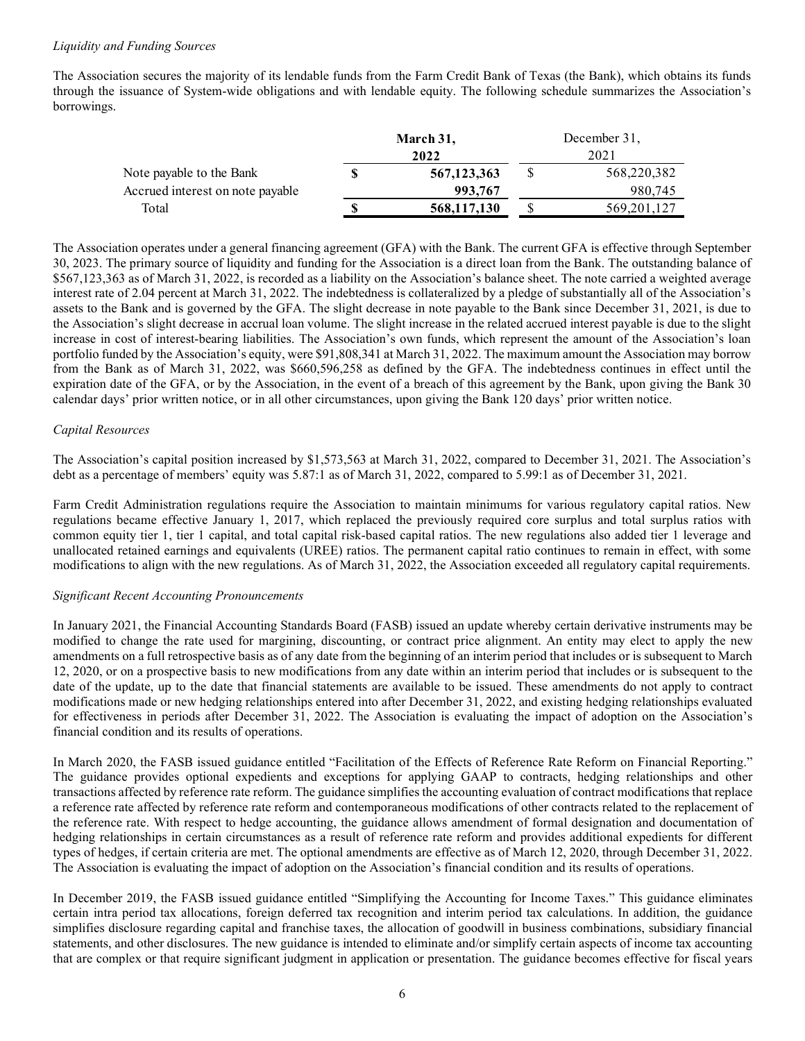*Liquidity and Funding Sources*

The Association secures the majority of its lendable funds from the Farm Credit Bank of Texas (the Bank), which obtains its funds through the issuance of System-wide obligations and with lendable equity. The following schedule summarizes the Association's borrowings.

| | **March 31, 2022** | December 31, 2021 |
|---|---|---|
| Note payable to the Bank | **$ 567,123,363** | $ 568,220,382 |
| Accrued interest on note payable | **993,767** | 980,745 |
| Total | **$ 568,117,130** | $ 569,201,127 |

The Association operates under a general financing agreement (GFA) with the Bank. The current GFA is effective through September 30, 2023. The primary source of liquidity and funding for the Association is a direct loan from the Bank. The outstanding balance of $567,123,363 as of March 31, 2022, is recorded as a liability on the Association's balance sheet. The note carried a weighted average interest rate of 2.04 percent at March 31, 2022. The indebtedness is collateralized by a pledge of substantially all of the Association's assets to the Bank and is governed by the GFA. The slight decrease in note payable to the Bank since December 31, 2021, is due to the Association's slight decrease in accrual loan volume. The slight increase in the related accrued interest payable is due to the slight increase in cost of interest-bearing liabilities. The Association's own funds, which represent the amount of the Association's loan portfolio funded by the Association's equity, were $91,808,341 at March 31, 2022. The maximum amount the Association may borrow from the Bank as of March 31, 2022, was $660,596,258 as defined by the GFA. The indebtedness continues in effect until the expiration date of the GFA, or by the Association, in the event of a breach of this agreement by the Bank, upon giving the Bank 30 calendar days' prior written notice, or in all other circumstances, upon giving the Bank 120 days' prior written notice.

*Capital Resources*

The Association's capital position increased by $1,573,563 at March 31, 2022, compared to December 31, 2021. The Association's debt as a percentage of members' equity was 5.87:1 as of March 31, 2022, compared to 5.99:1 as of December 31, 2021.

Farm Credit Administration regulations require the Association to maintain minimums for various regulatory capital ratios. New regulations became effective January 1, 2017, which replaced the previously required core surplus and total surplus ratios with common equity tier 1, tier 1 capital, and total capital risk-based capital ratios. The new regulations also added tier 1 leverage and unallocated retained earnings and equivalents (UREE) ratios. The permanent capital ratio continues to remain in effect, with some modifications to align with the new regulations. As of March 31, 2022, the Association exceeded all regulatory capital requirements.

*Significant Recent Accounting Pronouncements*

In January 2021, the Financial Accounting Standards Board (FASB) issued an update whereby certain derivative instruments may be modified to change the rate used for margining, discounting, or contract price alignment. An entity may elect to apply the new amendments on a full retrospective basis as of any date from the beginning of an interim period that includes or is subsequent to March 12, 2020, or on a prospective basis to new modifications from any date within an interim period that includes or is subsequent to the date of the update, up to the date that financial statements are available to be issued. These amendments do not apply to contract modifications made or new hedging relationships entered into after December 31, 2022, and existing hedging relationships evaluated for effectiveness in periods after December 31, 2022. The Association is evaluating the impact of adoption on the Association's financial condition and its results of operations.

In March 2020, the FASB issued guidance entitled "Facilitation of the Effects of Reference Rate Reform on Financial Reporting." The guidance provides optional expedients and exceptions for applying GAAP to contracts, hedging relationships and other transactions affected by reference rate reform. The guidance simplifies the accounting evaluation of contract modifications that replace a reference rate affected by reference rate reform and contemporaneous modifications of other contracts related to the replacement of the reference rate. With respect to hedge accounting, the guidance allows amendment of formal designation and documentation of hedging relationships in certain circumstances as a result of reference rate reform and provides additional expedients for different types of hedges, if certain criteria are met. The optional amendments are effective as of March 12, 2020, through December 31, 2022. The Association is evaluating the impact of adoption on the Association's financial condition and its results of operations.

In December 2019, the FASB issued guidance entitled "Simplifying the Accounting for Income Taxes." This guidance eliminates certain intra period tax allocations, foreign deferred tax recognition and interim period tax calculations. In addition, the guidance simplifies disclosure regarding capital and franchise taxes, the allocation of goodwill in business combinations, subsidiary financial statements, and other disclosures. The new guidance is intended to eliminate and/or simplify certain aspects of income tax accounting that are complex or that require significant judgment in application or presentation. The guidance becomes effective for fiscal years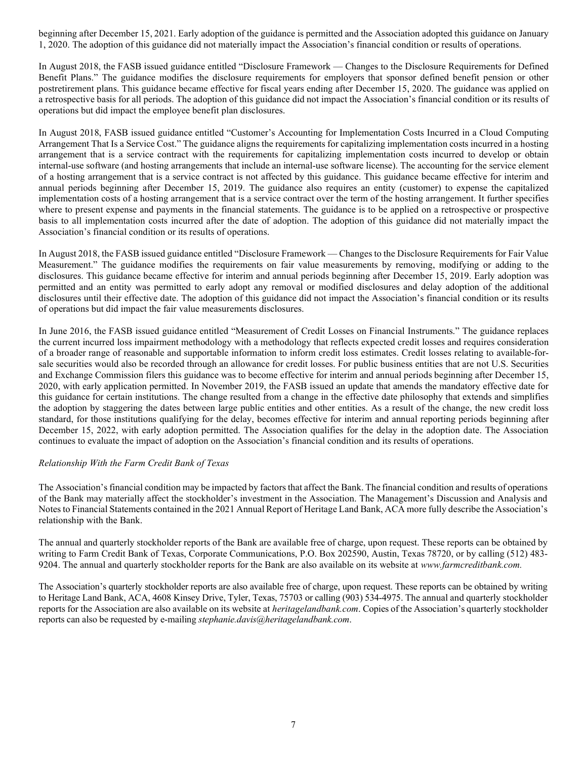beginning after December 15, 2021. Early adoption of the guidance is permitted and the Association adopted this guidance on January 1, 2020. The adoption of this guidance did not materially impact the Association's financial condition or results of operations.

In August 2018, the FASB issued guidance entitled "Disclosure Framework — Changes to the Disclosure Requirements for Defined Benefit Plans." The guidance modifies the disclosure requirements for employers that sponsor defined benefit pension or other postretirement plans. This guidance became effective for fiscal years ending after December 15, 2020. The guidance was applied on a retrospective basis for all periods. The adoption of this guidance did not impact the Association's financial condition or its results of operations but did impact the employee benefit plan disclosures.

In August 2018, FASB issued guidance entitled "Customer's Accounting for Implementation Costs Incurred in a Cloud Computing Arrangement That Is a Service Cost." The guidance aligns the requirements for capitalizing implementation costs incurred in a hosting arrangement that is a service contract with the requirements for capitalizing implementation costs incurred to develop or obtain internal-use software (and hosting arrangements that include an internal-use software license). The accounting for the service element of a hosting arrangement that is a service contract is not affected by this guidance. This guidance became effective for interim and annual periods beginning after December 15, 2019. The guidance also requires an entity (customer) to expense the capitalized implementation costs of a hosting arrangement that is a service contract over the term of the hosting arrangement. It further specifies where to present expense and payments in the financial statements. The guidance is to be applied on a retrospective or prospective basis to all implementation costs incurred after the date of adoption. The adoption of this guidance did not materially impact the Association's financial condition or its results of operations.

In August 2018, the FASB issued guidance entitled "Disclosure Framework — Changes to the Disclosure Requirements for Fair Value Measurement." The guidance modifies the requirements on fair value measurements by removing, modifying or adding to the disclosures. This guidance became effective for interim and annual periods beginning after December 15, 2019. Early adoption was permitted and an entity was permitted to early adopt any removal or modified disclosures and delay adoption of the additional disclosures until their effective date. The adoption of this guidance did not impact the Association's financial condition or its results of operations but did impact the fair value measurements disclosures.

In June 2016, the FASB issued guidance entitled "Measurement of Credit Losses on Financial Instruments." The guidance replaces the current incurred loss impairment methodology with a methodology that reflects expected credit losses and requires consideration of a broader range of reasonable and supportable information to inform credit loss estimates. Credit losses relating to available-for-sale securities would also be recorded through an allowance for credit losses. For public business entities that are not U.S. Securities and Exchange Commission filers this guidance was to become effective for interim and annual periods beginning after December 15, 2020, with early application permitted. In November 2019, the FASB issued an update that amends the mandatory effective date for this guidance for certain institutions. The change resulted from a change in the effective date philosophy that extends and simplifies the adoption by staggering the dates between large public entities and other entities. As a result of the change, the new credit loss standard, for those institutions qualifying for the delay, becomes effective for interim and annual reporting periods beginning after December 15, 2022, with early adoption permitted. The Association qualifies for the delay in the adoption date. The Association continues to evaluate the impact of adoption on the Association's financial condition and its results of operations.

*Relationship With the Farm Credit Bank of Texas*

The Association's financial condition may be impacted by factors that affect the Bank. The financial condition and results of operations of the Bank may materially affect the stockholder's investment in the Association. The Management's Discussion and Analysis and Notes to Financial Statements contained in the 2021 Annual Report of Heritage Land Bank, ACA more fully describe the Association's relationship with the Bank.

The annual and quarterly stockholder reports of the Bank are available free of charge, upon request. These reports can be obtained by writing to Farm Credit Bank of Texas, Corporate Communications, P.O. Box 202590, Austin, Texas 78720, or by calling (512) 483-9204. The annual and quarterly stockholder reports for the Bank are also available on its website at *www.farmcreditbank.com.*

The Association's quarterly stockholder reports are also available free of charge, upon request. These reports can be obtained by writing to Heritage Land Bank, ACA, 4608 Kinsey Drive, Tyler, Texas, 75703 or calling (903) 534-4975. The annual and quarterly stockholder reports for the Association are also available on its website at *heritagelandbank.com*. Copies of the Association's quarterly stockholder reports can also be requested by e-mailing *stephanie.davis@heritagelandbank.com*.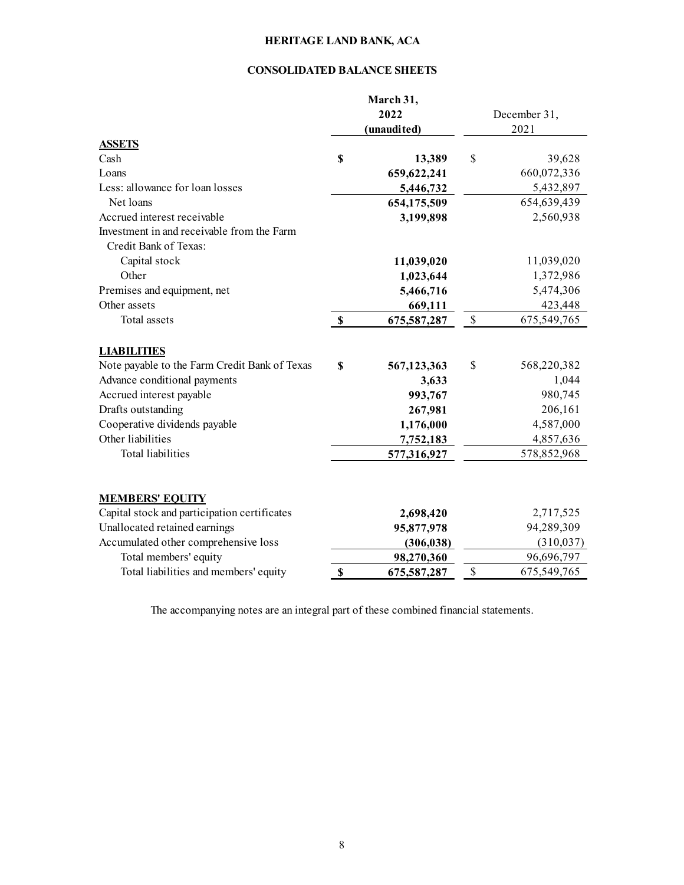# HERITAGE LAND BANK, ACA

## CONSOLIDATED BALANCE SHEETS

| | March 31, 2022 (unaudited) | December 31, 2021 |
|---|---|---|
| **ASSETS** | | |
| Cash | $ 13,389 | $ 39,628 |
| Loans | 659,622,241 | 660,072,336 |
| Less: allowance for loan losses | 5,446,732 | 5,432,897 |
| Net loans | 654,175,509 | 654,639,439 |
| Accrued interest receivable | 3,199,898 | 2,560,938 |
| Investment in and receivable from the Farm Credit Bank of Texas: | | |
| Capital stock | 11,039,020 | 11,039,020 |
| Other | 1,023,644 | 1,372,986 |
| Premises and equipment, net | 5,466,716 | 5,474,306 |
| Other assets | 669,111 | 423,448 |
| Total assets | $ 675,587,287 | $ 675,549,765 |
| **LIABILITIES** | | |
| Note payable to the Farm Credit Bank of Texas | $ 567,123,363 | $ 568,220,382 |
| Advance conditional payments | 3,633 | 1,044 |
| Accrued interest payable | 993,767 | 980,745 |
| Drafts outstanding | 267,981 | 206,161 |
| Cooperative dividends payable | 1,176,000 | 4,587,000 |
| Other liabilities | 7,752,183 | 4,857,636 |
| Total liabilities | 577,316,927 | 578,852,968 |
| **MEMBERS' EQUITY** | | |
| Capital stock and participation certificates | 2,698,420 | 2,717,525 |
| Unallocated retained earnings | 95,877,978 | 94,289,309 |
| Accumulated other comprehensive loss | (306,038) | (310,037) |
| Total members' equity | 98,270,360 | 96,696,797 |
| Total liabilities and members' equity | $ 675,587,287 | $ 675,549,765 |

The accompanying notes are an integral part of these combined financial statements.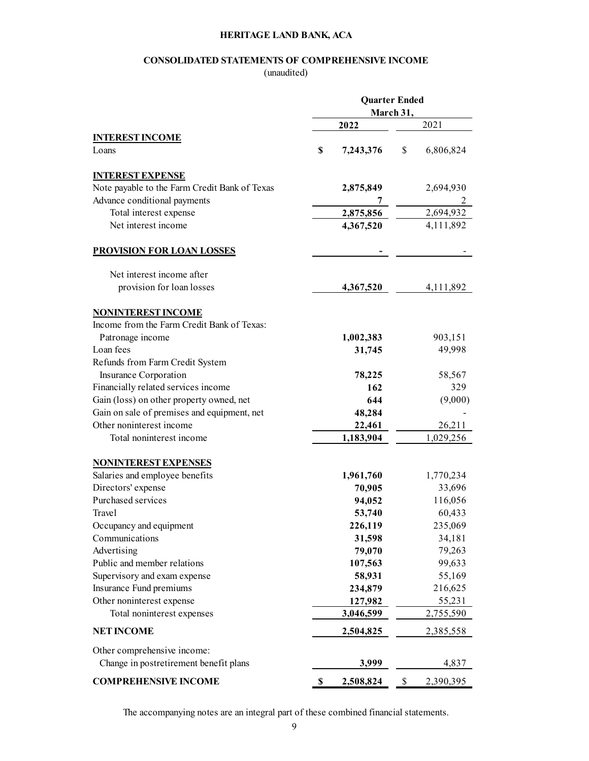# HERITAGE LAND BANK, ACA

## CONSOLIDATED STATEMENTS OF COMPREHENSIVE INCOME

(unaudited)

| | Quarter Ended March 31, | |
|---|---|---|
| | **2022** | 2021 |
| **INTEREST INCOME** | | |
| Loans | **$ 7,243,376** | $ 6,806,824 |
| **INTEREST EXPENSE** | | |
| Note payable to the Farm Credit Bank of Texas | **2,875,849** | 2,694,930 |
| Advance conditional payments | **7** | 2 |
| Total interest expense | **2,875,856** | 2,694,932 |
| Net interest income | **4,367,520** | 4,111,892 |
| **PROVISION FOR LOAN LOSSES** | **-** | - |
| Net interest income after provision for loan losses | **4,367,520** | 4,111,892 |
| **NONINTEREST INCOME** | | |
| Income from the Farm Credit Bank of Texas: | | |
| Patronage income | **1,002,383** | 903,151 |
| Loan fees | **31,745** | 49,998 |
| Refunds from Farm Credit System Insurance Corporation | **78,225** | 58,567 |
| Financially related services income | **162** | 329 |
| Gain (loss) on other property owned, net | **644** | (9,000) |
| Gain on sale of premises and equipment, net | **48,284** | - |
| Other noninterest income | **22,461** | 26,211 |
| Total noninterest income | **1,183,904** | 1,029,256 |
| **NONINTEREST EXPENSES** | | |
| Salaries and employee benefits | **1,961,760** | 1,770,234 |
| Directors' expense | **70,905** | 33,696 |
| Purchased services | **94,052** | 116,056 |
| Travel | **53,740** | 60,433 |
| Occupancy and equipment | **226,119** | 235,069 |
| Communications | **31,598** | 34,181 |
| Advertising | **79,070** | 79,263 |
| Public and member relations | **107,563** | 99,633 |
| Supervisory and exam expense | **58,931** | 55,169 |
| Insurance Fund premiums | **234,879** | 216,625 |
| Other noninterest expense | **127,982** | 55,231 |
| Total noninterest expenses | **3,046,599** | 2,755,590 |
| **NET INCOME** | **2,504,825** | 2,385,558 |
| Other comprehensive income: | | |
| Change in postretirement benefit plans | **3,999** | 4,837 |
| **COMPREHENSIVE INCOME** | **$ 2,508,824** | $ 2,390,395 |

The accompanying notes are an integral part of these combined financial statements.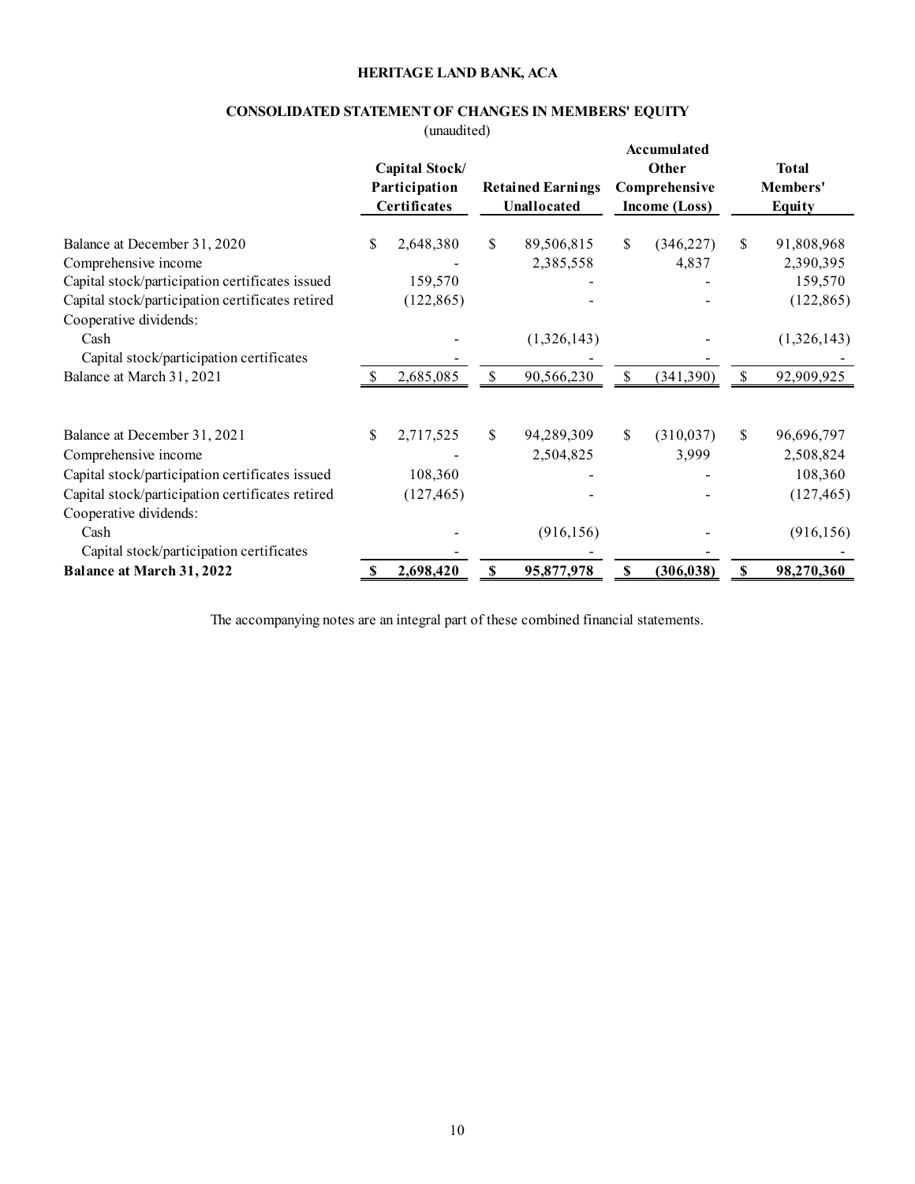**HERITAGE LAND BANK, ACA**

**CONSOLIDATED STATEMENT OF CHANGES IN MEMBERS' EQUITY**

(unaudited)

| | Capital Stock/ Participation Certificates | Retained Earnings Unallocated | Accumulated Other Comprehensive Income (Loss) | Total Members' Equity |
|---|---|---|---|---|
| Balance at December 31, 2020 | $ 2,648,380 | $ 89,506,815 | $ (346,227) | $ 91,808,968 |
| Comprehensive income | - | 2,385,558 | 4,837 | 2,390,395 |
| Capital stock/participation certificates issued | 159,570 | - | - | 159,570 |
| Capital stock/participation certificates retired | (122,865) | - | - | (122,865) |
| Cooperative dividends: | | | | |
| Cash | - | (1,326,143) | - | (1,326,143) |
| Capital stock/participation certificates | - | - | - | - |
| Balance at March 31, 2021 | $ 2,685,085 | $ 90,566,230 | $ (341,390) | $ 92,909,925 |
| | | | | |
| Balance at December 31, 2021 | $ 2,717,525 | $ 94,289,309 | $ (310,037) | $ 96,696,797 |
| Comprehensive income | - | 2,504,825 | 3,999 | 2,508,824 |
| Capital stock/participation certificates issued | 108,360 | - | - | 108,360 |
| Capital stock/participation certificates retired | (127,465) | - | - | (127,465) |
| Cooperative dividends: | | | | |
| Cash | - | (916,156) | - | (916,156) |
| Capital stock/participation certificates | - | - | - | - |
| **Balance at March 31, 2022** | **$ 2,698,420** | **$ 95,877,978** | **$ (306,038)** | **$ 98,270,360** |

The accompanying notes are an integral part of these combined financial statements.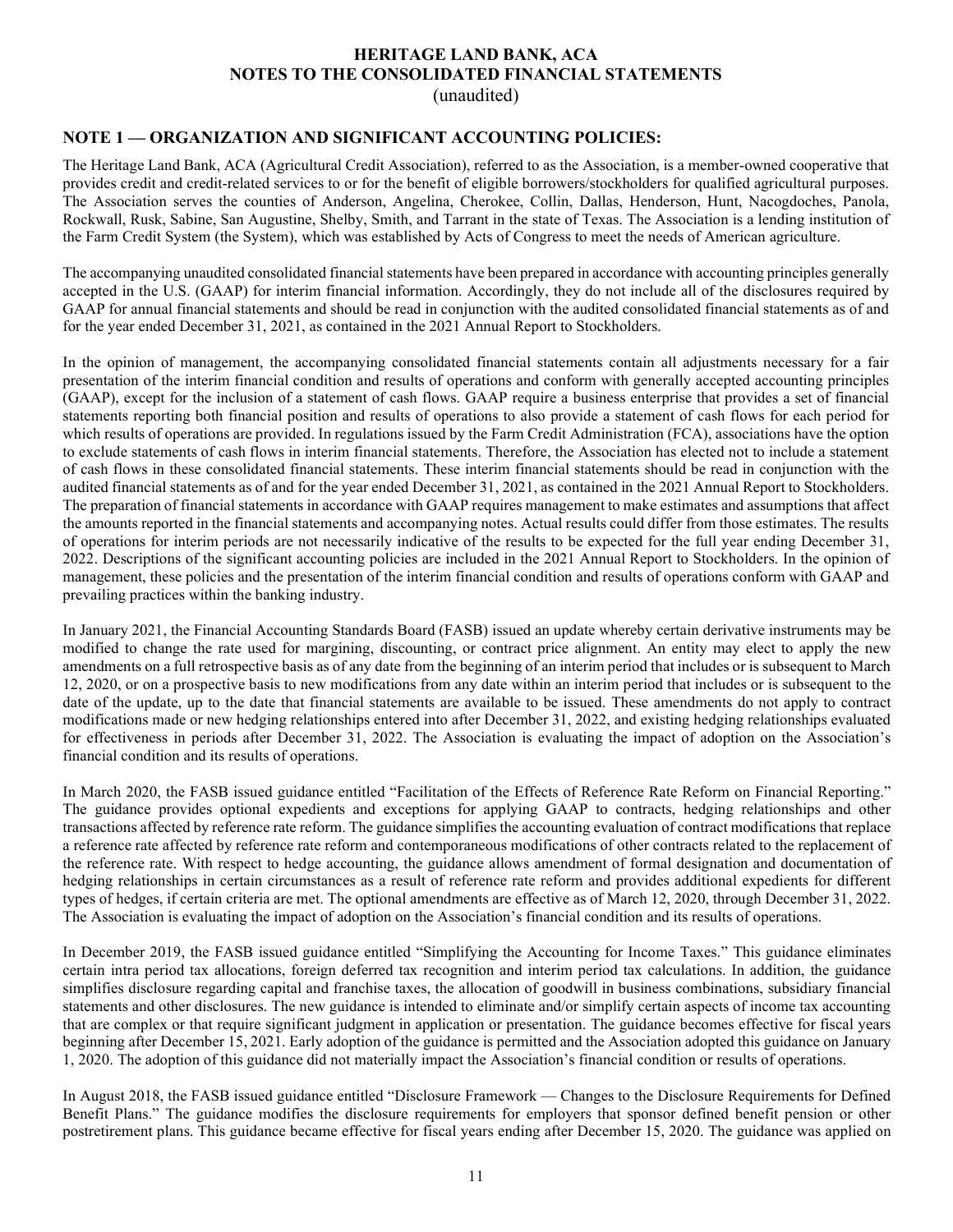# HERITAGE LAND BANK, ACA
# NOTES TO THE CONSOLIDATED FINANCIAL STATEMENTS
(unaudited)

## NOTE 1 — ORGANIZATION AND SIGNIFICANT ACCOUNTING POLICIES:

The Heritage Land Bank, ACA (Agricultural Credit Association), referred to as the Association, is a member-owned cooperative that provides credit and credit-related services to or for the benefit of eligible borrowers/stockholders for qualified agricultural purposes. The Association serves the counties of Anderson, Angelina, Cherokee, Collin, Dallas, Henderson, Hunt, Nacogdoches, Panola, Rockwall, Rusk, Sabine, San Augustine, Shelby, Smith, and Tarrant in the state of Texas. The Association is a lending institution of the Farm Credit System (the System), which was established by Acts of Congress to meet the needs of American agriculture.

The accompanying unaudited consolidated financial statements have been prepared in accordance with accounting principles generally accepted in the U.S. (GAAP) for interim financial information. Accordingly, they do not include all of the disclosures required by GAAP for annual financial statements and should be read in conjunction with the audited consolidated financial statements as of and for the year ended December 31, 2021, as contained in the 2021 Annual Report to Stockholders.

In the opinion of management, the accompanying consolidated financial statements contain all adjustments necessary for a fair presentation of the interim financial condition and results of operations and conform with generally accepted accounting principles (GAAP), except for the inclusion of a statement of cash flows. GAAP require a business enterprise that provides a set of financial statements reporting both financial position and results of operations to also provide a statement of cash flows for each period for which results of operations are provided. In regulations issued by the Farm Credit Administration (FCA), associations have the option to exclude statements of cash flows in interim financial statements. Therefore, the Association has elected not to include a statement of cash flows in these consolidated financial statements. These interim financial statements should be read in conjunction with the audited financial statements as of and for the year ended December 31, 2021, as contained in the 2021 Annual Report to Stockholders. The preparation of financial statements in accordance with GAAP requires management to make estimates and assumptions that affect the amounts reported in the financial statements and accompanying notes. Actual results could differ from those estimates. The results of operations for interim periods are not necessarily indicative of the results to be expected for the full year ending December 31, 2022. Descriptions of the significant accounting policies are included in the 2021 Annual Report to Stockholders. In the opinion of management, these policies and the presentation of the interim financial condition and results of operations conform with GAAP and prevailing practices within the banking industry.

In January 2021, the Financial Accounting Standards Board (FASB) issued an update whereby certain derivative instruments may be modified to change the rate used for margining, discounting, or contract price alignment. An entity may elect to apply the new amendments on a full retrospective basis as of any date from the beginning of an interim period that includes or is subsequent to March 12, 2020, or on a prospective basis to new modifications from any date within an interim period that includes or is subsequent to the date of the update, up to the date that financial statements are available to be issued. These amendments do not apply to contract modifications made or new hedging relationships entered into after December 31, 2022, and existing hedging relationships evaluated for effectiveness in periods after December 31, 2022. The Association is evaluating the impact of adoption on the Association's financial condition and its results of operations.

In March 2020, the FASB issued guidance entitled "Facilitation of the Effects of Reference Rate Reform on Financial Reporting." The guidance provides optional expedients and exceptions for applying GAAP to contracts, hedging relationships and other transactions affected by reference rate reform. The guidance simplifies the accounting evaluation of contract modifications that replace a reference rate affected by reference rate reform and contemporaneous modifications of other contracts related to the replacement of the reference rate. With respect to hedge accounting, the guidance allows amendment of formal designation and documentation of hedging relationships in certain circumstances as a result of reference rate reform and provides additional expedients for different types of hedges, if certain criteria are met. The optional amendments are effective as of March 12, 2020, through December 31, 2022. The Association is evaluating the impact of adoption on the Association's financial condition and its results of operations.

In December 2019, the FASB issued guidance entitled "Simplifying the Accounting for Income Taxes." This guidance eliminates certain intra period tax allocations, foreign deferred tax recognition and interim period tax calculations. In addition, the guidance simplifies disclosure regarding capital and franchise taxes, the allocation of goodwill in business combinations, subsidiary financial statements and other disclosures. The new guidance is intended to eliminate and/or simplify certain aspects of income tax accounting that are complex or that require significant judgment in application or presentation. The guidance becomes effective for fiscal years beginning after December 15, 2021. Early adoption of the guidance is permitted and the Association adopted this guidance on January 1, 2020. The adoption of this guidance did not materially impact the Association's financial condition or results of operations.

In August 2018, the FASB issued guidance entitled "Disclosure Framework — Changes to the Disclosure Requirements for Defined Benefit Plans." The guidance modifies the disclosure requirements for employers that sponsor defined benefit pension or other postretirement plans. This guidance became effective for fiscal years ending after December 15, 2020. The guidance was applied on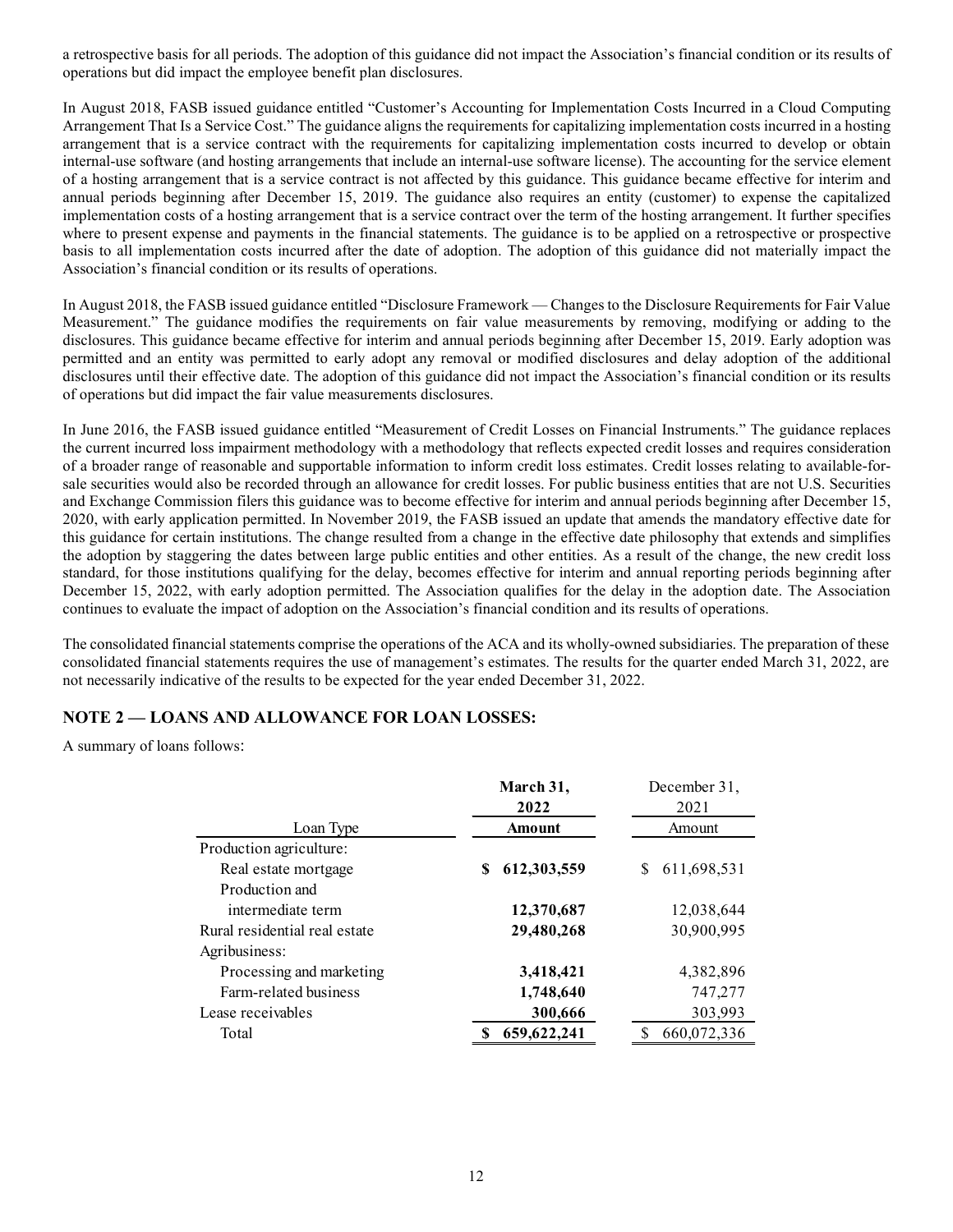a retrospective basis for all periods. The adoption of this guidance did not impact the Association's financial condition or its results of operations but did impact the employee benefit plan disclosures.

In August 2018, FASB issued guidance entitled "Customer's Accounting for Implementation Costs Incurred in a Cloud Computing Arrangement That Is a Service Cost." The guidance aligns the requirements for capitalizing implementation costs incurred in a hosting arrangement that is a service contract with the requirements for capitalizing implementation costs incurred to develop or obtain internal-use software (and hosting arrangements that include an internal-use software license). The accounting for the service element of a hosting arrangement that is a service contract is not affected by this guidance. This guidance became effective for interim and annual periods beginning after December 15, 2019. The guidance also requires an entity (customer) to expense the capitalized implementation costs of a hosting arrangement that is a service contract over the term of the hosting arrangement. It further specifies where to present expense and payments in the financial statements. The guidance is to be applied on a retrospective or prospective basis to all implementation costs incurred after the date of adoption. The adoption of this guidance did not materially impact the Association's financial condition or its results of operations.

In August 2018, the FASB issued guidance entitled "Disclosure Framework — Changes to the Disclosure Requirements for Fair Value Measurement." The guidance modifies the requirements on fair value measurements by removing, modifying or adding to the disclosures. This guidance became effective for interim and annual periods beginning after December 15, 2019. Early adoption was permitted and an entity was permitted to early adopt any removal or modified disclosures and delay adoption of the additional disclosures until their effective date. The adoption of this guidance did not impact the Association's financial condition or its results of operations but did impact the fair value measurements disclosures.

In June 2016, the FASB issued guidance entitled "Measurement of Credit Losses on Financial Instruments." The guidance replaces the current incurred loss impairment methodology with a methodology that reflects expected credit losses and requires consideration of a broader range of reasonable and supportable information to inform credit loss estimates. Credit losses relating to available-for-sale securities would also be recorded through an allowance for credit losses. For public business entities that are not U.S. Securities and Exchange Commission filers this guidance was to become effective for interim and annual periods beginning after December 15, 2020, with early application permitted. In November 2019, the FASB issued an update that amends the mandatory effective date for this guidance for certain institutions. The change resulted from a change in the effective date philosophy that extends and simplifies the adoption by staggering the dates between large public entities and other entities. As a result of the change, the new credit loss standard, for those institutions qualifying for the delay, becomes effective for interim and annual reporting periods beginning after December 15, 2022, with early adoption permitted. The Association qualifies for the delay in the adoption date. The Association continues to evaluate the impact of adoption on the Association's financial condition and its results of operations.

The consolidated financial statements comprise the operations of the ACA and its wholly-owned subsidiaries. The preparation of these consolidated financial statements requires the use of management's estimates. The results for the quarter ended March 31, 2022, are not necessarily indicative of the results to be expected for the year ended December 31, 2022.

## NOTE 2 — LOANS AND ALLOWANCE FOR LOAN LOSSES:

A summary of loans follows:

| Loan Type | **March 31, 2022 Amount** | December 31, 2021 Amount |
|---|---|---|
| Production agriculture: | | |
| Real estate mortgage | **$ 612,303,559** | $ 611,698,531 |
| Production and intermediate term | **12,370,687** | 12,038,644 |
| Rural residential real estate | **29,480,268** | 30,900,995 |
| Agribusiness: | | |
| Processing and marketing | **3,418,421** | 4,382,896 |
| Farm-related business | **1,748,640** | 747,277 |
| Lease receivables | **300,666** | 303,993 |
| Total | **$ 659,622,241** | $ 660,072,336 |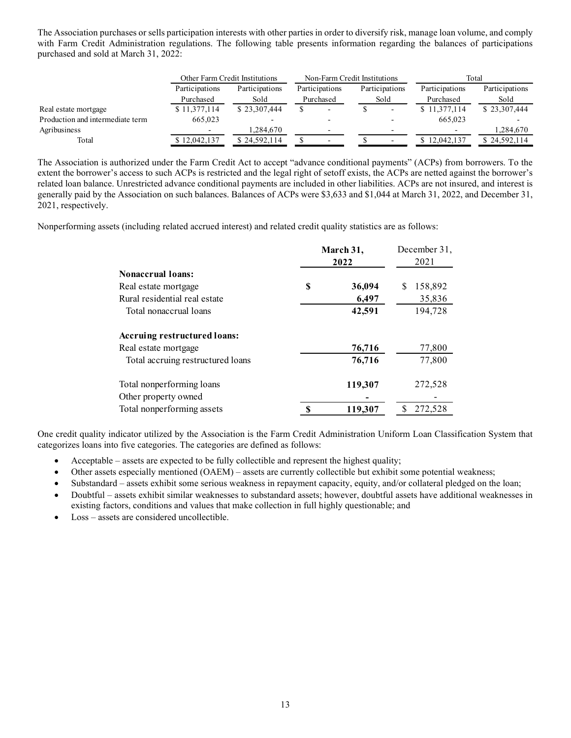The Association purchases or sells participation interests with other parties in order to diversify risk, manage loan volume, and comply with Farm Credit Administration regulations. The following table presents information regarding the balances of participations purchased and sold at March 31, 2022:

| | Other Farm Credit Institutions | | Non-Farm Credit Institutions | | Total | |
|---|---|---|---|---|---|---|
| | Participations Purchased | Participations Sold | Participations Purchased | Participations Sold | Participations Purchased | Participations Sold |
| Real estate mortgage | $ 11,377,114 | $ 23,307,444 | $ - | $ - | $ 11,377,114 | $ 23,307,444 |
| Production and intermediate term | 665,023 | - | - | - | 665,023 | - |
| Agribusiness | - | 1,284,670 | - | - | - | 1,284,670 |
| Total | $ 12,042,137 | $ 24,592,114 | $ - | $ - | $ 12,042,137 | $ 24,592,114 |

The Association is authorized under the Farm Credit Act to accept "advance conditional payments" (ACPs) from borrowers. To the extent the borrower's access to such ACPs is restricted and the legal right of setoff exists, the ACPs are netted against the borrower's related loan balance. Unrestricted advance conditional payments are included in other liabilities. ACPs are not insured, and interest is generally paid by the Association on such balances. Balances of ACPs were $3,633 and $1,044 at March 31, 2022, and December 31, 2021, respectively.

Nonperforming assets (including related accrued interest) and related credit quality statistics are as follows:

| | **March 31, 2022** | December 31, 2021 |
|---|---|---|
| **Nonaccrual loans:** | | |
| Real estate mortgage | **$ 36,094** | $ 158,892 |
| Rural residential real estate | **6,497** | 35,836 |
| Total nonaccrual loans | **42,591** | 194,728 |
| **Accruing restructured loans:** | | |
| Real estate mortgage | **76,716** | 77,800 |
| Total accruing restructured loans | **76,716** | 77,800 |
| Total nonperforming loans | **119,307** | 272,528 |
| Other property owned | **-** | - |
| Total nonperforming assets | **$ 119,307** | $ 272,528 |

One credit quality indicator utilized by the Association is the Farm Credit Administration Uniform Loan Classification System that categorizes loans into five categories. The categories are defined as follows:

- Acceptable – assets are expected to be fully collectible and represent the highest quality;
- Other assets especially mentioned (OAEM) – assets are currently collectible but exhibit some potential weakness;
- Substandard – assets exhibit some serious weakness in repayment capacity, equity, and/or collateral pledged on the loan;
- Doubtful – assets exhibit similar weaknesses to substandard assets; however, doubtful assets have additional weaknesses in existing factors, conditions and values that make collection in full highly questionable; and
- Loss – assets are considered uncollectible.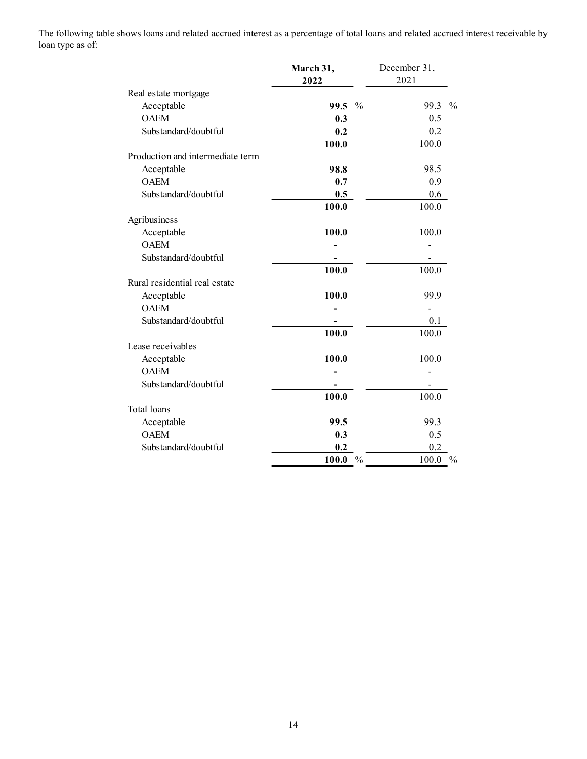The following table shows loans and related accrued interest as a percentage of total loans and related accrued interest receivable by loan type as of:

| | **March 31, 2022** | December 31, 2021 |
|---|---|---|
| Real estate mortgage | | |
| Acceptable | **99.5 %** | 99.3 % |
| OAEM | **0.3** | 0.5 |
| Substandard/doubtful | **0.2** | 0.2 |
| | **100.0** | 100.0 |
| Production and intermediate term | | |
| Acceptable | **98.8** | 98.5 |
| OAEM | **0.7** | 0.9 |
| Substandard/doubtful | **0.5** | 0.6 |
| | **100.0** | 100.0 |
| Agribusiness | | |
| Acceptable | **100.0** | 100.0 |
| OAEM | **-** | - |
| Substandard/doubtful | **-** | - |
| | **100.0** | 100.0 |
| Rural residential real estate | | |
| Acceptable | **100.0** | 99.9 |
| OAEM | **-** | - |
| Substandard/doubtful | **-** | 0.1 |
| | **100.0** | 100.0 |
| Lease receivables | | |
| Acceptable | **100.0** | 100.0 |
| OAEM | **-** | - |
| Substandard/doubtful | **-** | - |
| | **100.0** | 100.0 |
| Total loans | | |
| Acceptable | **99.5** | 99.3 |
| OAEM | **0.3** | 0.5 |
| Substandard/doubtful | **0.2** | 0.2 |
| | **100.0 %** | 100.0 % |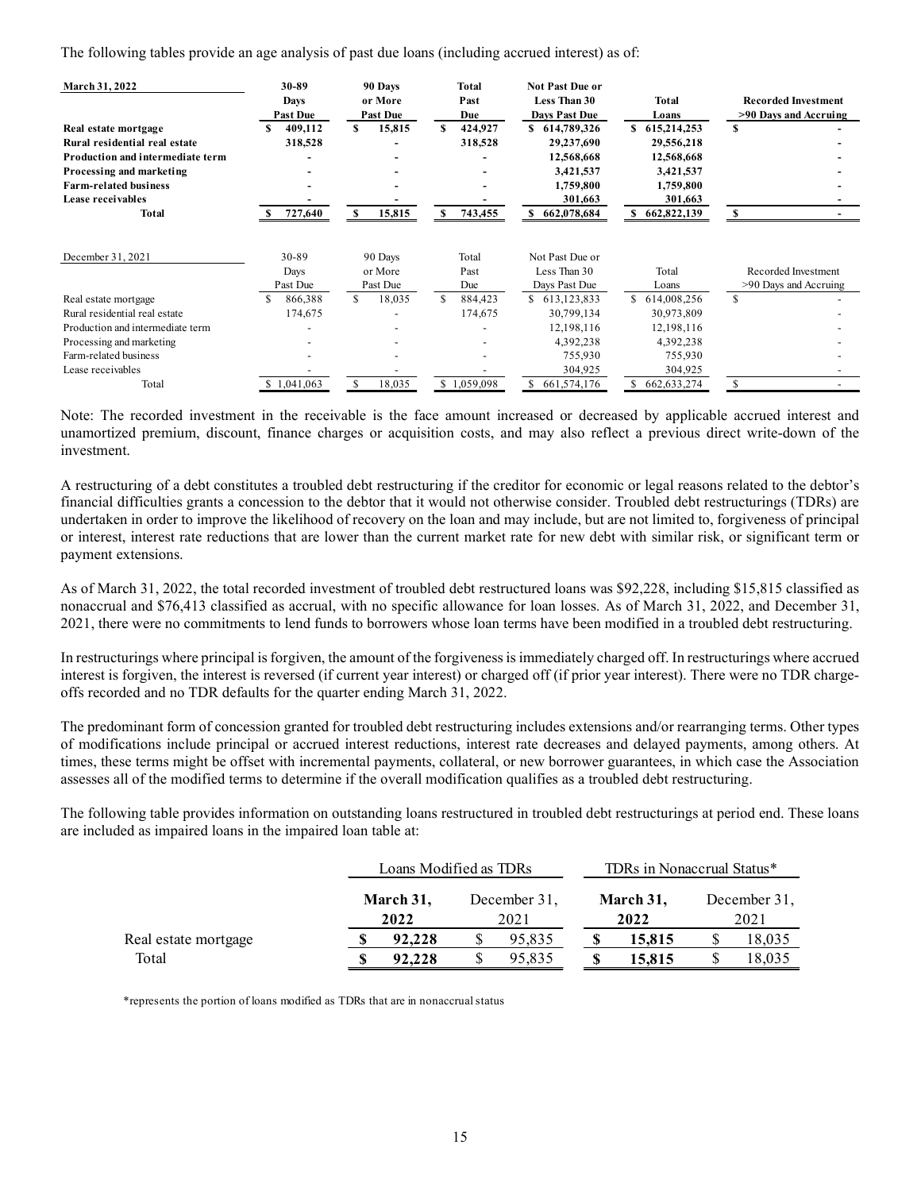The following tables provide an age analysis of past due loans (including accrued interest) as of:

| **March 31, 2022** | **30-89 Days Past Due** | **90 Days or More Past Due** | **Total Past Due** | **Not Past Due or Less Than 30 Days Past Due** | **Total Loans** | **Recorded Investment >90 Days and Accruing** |
|---|---|---|---|---|---|---|
| **Real estate mortgage** | **$ 409,112** | **$ 15,815** | **$ 424,927** | **$ 614,789,326** | **$ 615,214,253** | **$ -** |
| **Rural residential real estate** | **318,528** | **-** | **318,528** | **29,237,690** | **29,556,218** | **-** |
| **Production and intermediate term** | **-** | **-** | **-** | **12,568,668** | **12,568,668** | **-** |
| **Processing and marketing** | **-** | **-** | **-** | **3,421,537** | **3,421,537** | **-** |
| **Farm-related business** | **-** | **-** | **-** | **1,759,800** | **1,759,800** | **-** |
| **Lease receivables** | **-** | **-** | **-** | **301,663** | **301,663** | **-** |
| **Total** | **$ 727,640** | **$ 15,815** | **$ 743,455** | **$ 662,078,684** | **$ 662,822,139** | **$ -** |

| December 31, 2021 | 30-89 Days Past Due | 90 Days or More Past Due | Total Past Due | Not Past Due or Less Than 30 Days Past Due | Total Loans | Recorded Investment >90 Days and Accruing |
|---|---|---|---|---|---|---|
| Real estate mortgage | $ 866,388 | $ 18,035 | $ 884,423 | $ 613,123,833 | $ 614,008,256 | $ - |
| Rural residential real estate | 174,675 | - | 174,675 | 30,799,134 | 30,973,809 | - |
| Production and intermediate term | - | - | - | 12,198,116 | 12,198,116 | - |
| Processing and marketing | - | - | - | 4,392,238 | 4,392,238 | - |
| Farm-related business | - | - | - | 755,930 | 755,930 | - |
| Lease receivables | - | - | - | 304,925 | 304,925 | - |
| Total | $ 1,041,063 | $ 18,035 | $ 1,059,098 | $ 661,574,176 | $ 662,633,274 | $ - |

Note: The recorded investment in the receivable is the face amount increased or decreased by applicable accrued interest and unamortized premium, discount, finance charges or acquisition costs, and may also reflect a previous direct write-down of the investment.

A restructuring of a debt constitutes a troubled debt restructuring if the creditor for economic or legal reasons related to the debtor's financial difficulties grants a concession to the debtor that it would not otherwise consider. Troubled debt restructurings (TDRs) are undertaken in order to improve the likelihood of recovery on the loan and may include, but are not limited to, forgiveness of principal or interest, interest rate reductions that are lower than the current market rate for new debt with similar risk, or significant term or payment extensions.

As of March 31, 2022, the total recorded investment of troubled debt restructured loans was $92,228, including $15,815 classified as nonaccrual and $76,413 classified as accrual, with no specific allowance for loan losses. As of March 31, 2022, and December 31, 2021, there were no commitments to lend funds to borrowers whose loan terms have been modified in a troubled debt restructuring.

In restructurings where principal is forgiven, the amount of the forgiveness is immediately charged off. In restructurings where accrued interest is forgiven, the interest is reversed (if current year interest) or charged off (if prior year interest). There were no TDR charge-offs recorded and no TDR defaults for the quarter ending March 31, 2022.

The predominant form of concession granted for troubled debt restructuring includes extensions and/or rearranging terms. Other types of modifications include principal or accrued interest reductions, interest rate decreases and delayed payments, among others. At times, these terms might be offset with incremental payments, collateral, or new borrower guarantees, in which case the Association assesses all of the modified terms to determine if the overall modification qualifies as a troubled debt restructuring.

The following table provides information on outstanding loans restructured in troubled debt restructurings at period end. These loans are included as impaired loans in the impaired loan table at:

| | Loans Modified as TDRs | | TDRs in Nonaccrual Status* | |
|---|---|---|---|---|
| | **March 31, 2022** | December 31, 2021 | **March 31, 2022** | December 31, 2021 |
| Real estate mortgage | **$ 92,228** | $ 95,835 | **$ 15,815** | $ 18,035 |
| Total | **$ 92,228** | $ 95,835 | **$ 15,815** | $ 18,035 |

*represents the portion of loans modified as TDRs that are in nonaccrual status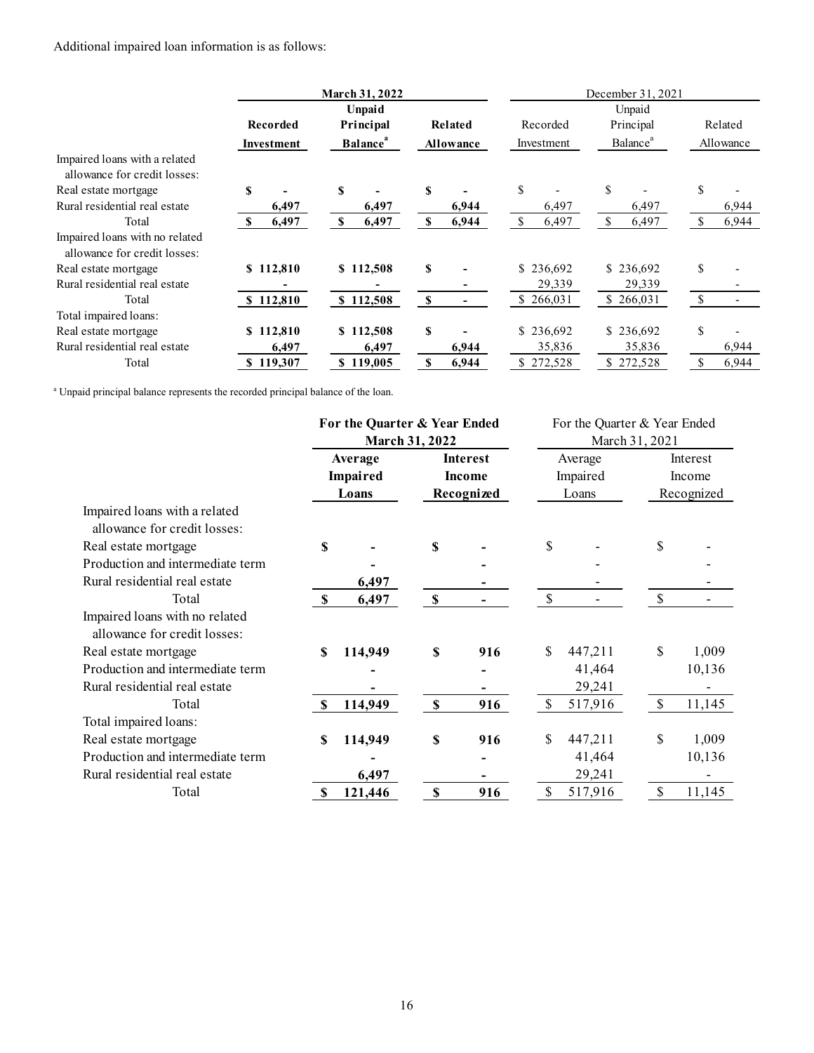Additional impaired loan information is as follows:

| | March 31, 2022 | | | December 31, 2021 | | |
|---|---|---|---|---|---|---|
| | Recorded Investment | Unpaid Principal Balance[a] | Related Allowance | Recorded Investment | Unpaid Principal Balance[a] | Related Allowance |
| Impaired loans with a related allowance for credit losses: | | | | | | |
| Real estate mortgage | $ - | $ - | $ - | $ - | $ - | $ - |
| Rural residential real estate | 6,497 | 6,497 | 6,944 | 6,497 | 6,497 | 6,944 |
| Total | $ 6,497 | $ 6,497 | $ 6,944 | $ 6,497 | $ 6,497 | $ 6,944 |
| Impaired loans with no related allowance for credit losses: | | | | | | |
| Real estate mortgage | $ 112,810 | $ 112,508 | $ - | $ 236,692 | $ 236,692 | $ - |
| Rural residential real estate | - | - | - | 29,339 | 29,339 | - |
| Total | $ 112,810 | $ 112,508 | $ - | $ 266,031 | $ 266,031 | $ - |
| Total impaired loans: | | | | | | |
| Real estate mortgage | $ 112,810 | $ 112,508 | $ - | $ 236,692 | $ 236,692 | $ - |
| Rural residential real estate | 6,497 | 6,497 | 6,944 | 35,836 | 35,836 | 6,944 |
| Total | $ 119,307 | $ 119,005 | $ 6,944 | $ 272,528 | $ 272,528 | $ 6,944 |

[a] Unpaid principal balance represents the recorded principal balance of the loan.

| | For the Quarter & Year Ended March 31, 2022 | | For the Quarter & Year Ended March 31, 2021 | |
|---|---|---|---|---|
| | Average Impaired Loans | Interest Income Recognized | Average Impaired Loans | Interest Income Recognized |
| Impaired loans with a related allowance for credit losses: | | | | |
| Real estate mortgage | $ - | $ - | $ - | $ - |
| Production and intermediate term | - | - | - | - |
| Rural residential real estate | 6,497 | - | - | - |
| Total | $ 6,497 | $ - | $ - | $ - |
| Impaired loans with no related allowance for credit losses: | | | | |
| Real estate mortgage | $ 114,949 | $ 916 | $ 447,211 | $ 1,009 |
| Production and intermediate term | - | - | 41,464 | 10,136 |
| Rural residential real estate | - | - | 29,241 | - |
| Total | $ 114,949 | $ 916 | $ 517,916 | $ 11,145 |
| Total impaired loans: | | | | |
| Real estate mortgage | $ 114,949 | $ 916 | $ 447,211 | $ 1,009 |
| Production and intermediate term | - | - | 41,464 | 10,136 |
| Rural residential real estate | 6,497 | - | 29,241 | - |
| Total | $ 121,446 | $ 916 | $ 517,916 | $ 11,145 |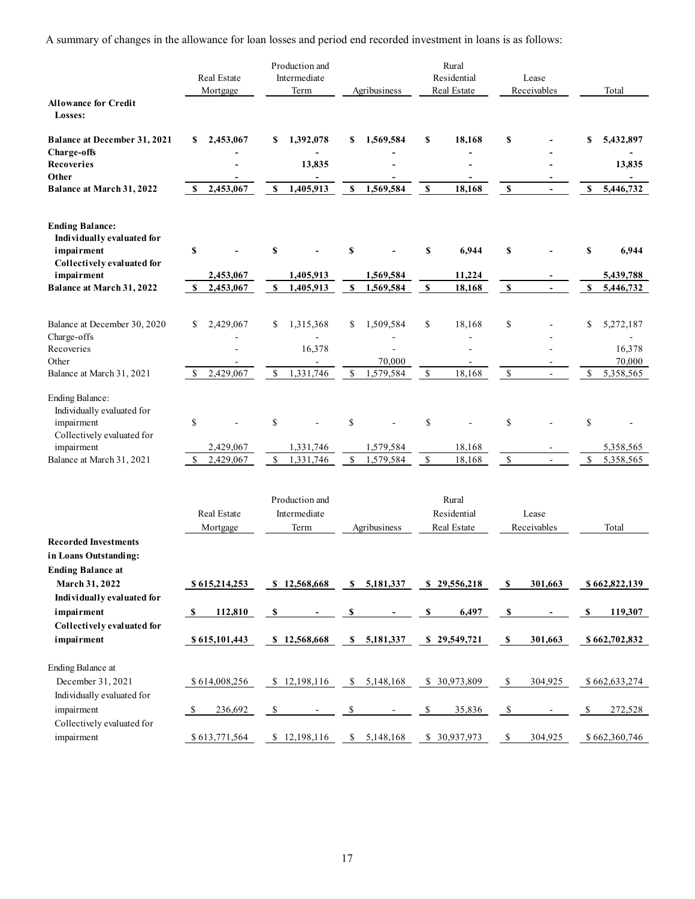A summary of changes in the allowance for loan losses and period end recorded investment in loans is as follows:

| | Real Estate Mortgage | Production and Intermediate Term | Agribusiness | Rural Residential Real Estate | Lease Receivables | Total |
|---|---|---|---|---|---|---|
| **Allowance for Credit Losses:** | | | | | | |
| **Balance at December 31, 2021** | **$ 2,453,067** | **$ 1,392,078** | **$ 1,569,584** | **$ 18,168** | **$ -** | **$ 5,432,897** |
| **Charge-offs** | **-** | **-** | **-** | **-** | **-** | **-** |
| **Recoveries** | **-** | **13,835** | **-** | **-** | **-** | **13,835** |
| **Other** | **-** | **-** | **-** | **-** | **-** | **-** |
| **Balance at March 31, 2022** | **$ 2,453,067** | **$ 1,405,913** | **$ 1,569,584** | **$ 18,168** | **$ -** | **$ 5,446,732** |
| **Ending Balance:** | | | | | | |
| **Individually evaluated for impairment** | **$ -** | **$ -** | **$ -** | **$ 6,944** | **$ -** | **$ 6,944** |
| **Collectively evaluated for impairment** | **2,453,067** | **1,405,913** | **1,569,584** | **11,224** | **-** | **5,439,788** |
| **Balance at March 31, 2022** | **$ 2,453,067** | **$ 1,405,913** | **$ 1,569,584** | **$ 18,168** | **$ -** | **$ 5,446,732** |
| Balance at December 30, 2020 | $ 2,429,067 | $ 1,315,368 | $ 1,509,584 | $ 18,168 | $ - | $ 5,272,187 |
| Charge-offs | - | - | - | - | - | - |
| Recoveries | - | 16,378 | - | - | - | 16,378 |
| Other | - | - | 70,000 | - | - | 70,000 |
| Balance at March 31, 2021 | $ 2,429,067 | $ 1,331,746 | $ 1,579,584 | $ 18,168 | $ - | $ 5,358,565 |
| Ending Balance: | | | | | | |
| Individually evaluated for impairment | $ - | $ - | $ - | $ - | $ - | $ - |
| Collectively evaluated for impairment | 2,429,067 | 1,331,746 | 1,579,584 | 18,168 | - | 5,358,565 |
| Balance at March 31, 2021 | $ 2,429,067 | $ 1,331,746 | $ 1,579,584 | $ 18,168 | $ - | $ 5,358,565 |

| | Real Estate Mortgage | Production and Intermediate Term | Agribusiness | Rural Residential Real Estate | Lease Receivables | Total |
|---|---|---|---|---|---|---|
| **Recorded Investments in Loans Outstanding:** | | | | | | |
| **Ending Balance at March 31, 2022** | **$ 615,214,253** | **$ 12,568,668** | **$ 5,181,337** | **$ 29,556,218** | **$ 301,663** | **$ 662,822,139** |
| **Individually evaluated for impairment** | **$ 112,810** | **$ -** | **$ -** | **$ 6,497** | **$ -** | **$ 119,307** |
| **Collectively evaluated for impairment** | **$ 615,101,443** | **$ 12,568,668** | **$ 5,181,337** | **$ 29,549,721** | **$ 301,663** | **$ 662,702,832** |
| Ending Balance at December 31, 2021 | $ 614,008,256 | $ 12,198,116 | $ 5,148,168 | $ 30,973,809 | $ 304,925 | $ 662,633,274 |
| Individually evaluated for impairment | $ 236,692 | $ - | $ - | $ 35,836 | $ - | $ 272,528 |
| Collectively evaluated for impairment | $ 613,771,564 | $ 12,198,116 | $ 5,148,168 | $ 30,937,973 | $ 304,925 | $ 662,360,746 |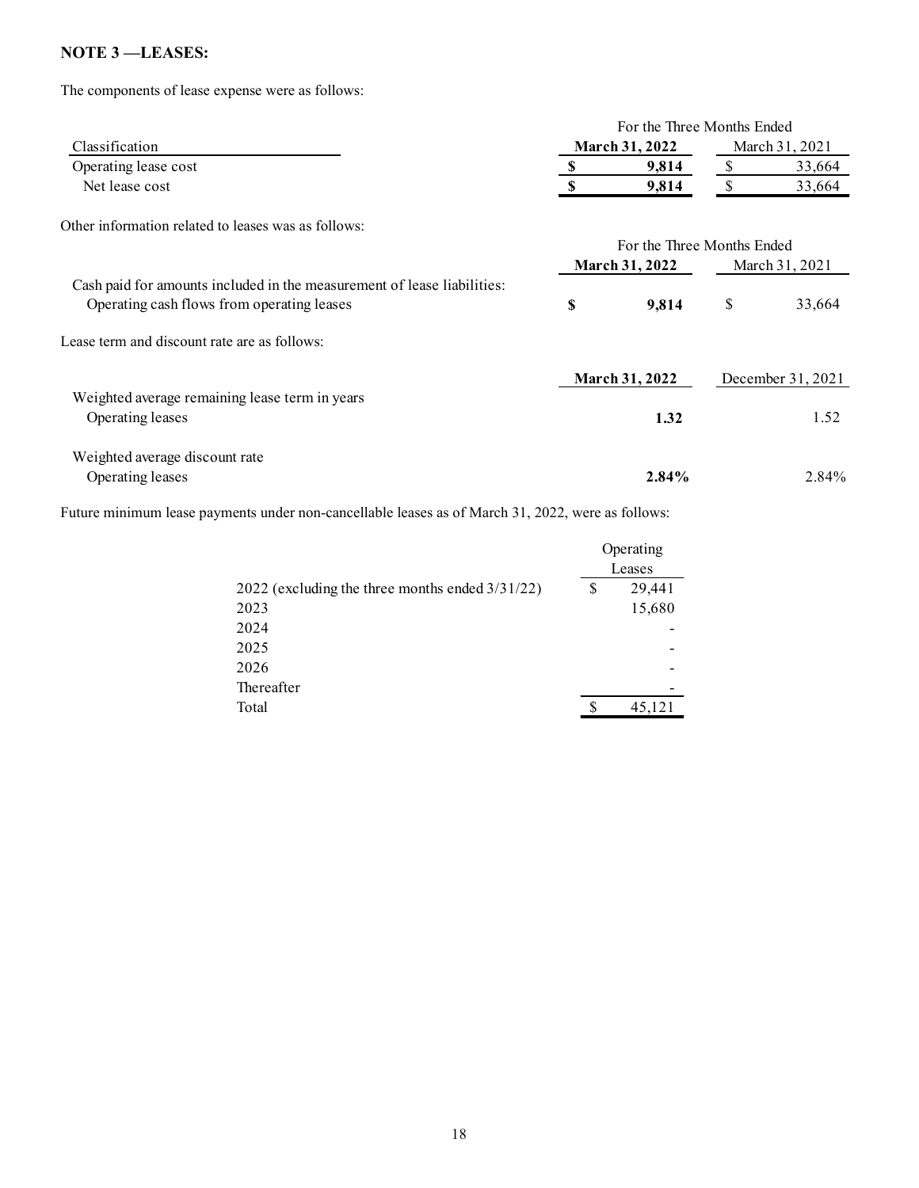**NOTE 3 —LEASES:**

The components of lease expense were as follows:

| Classification | For the Three Months Ended March 31, 2022 | For the Three Months Ended March 31, 2021 |
|---|---|---|
| Operating lease cost | **$ 9,814** | $ 33,664 |
| Net lease cost | **$ 9,814** | $ 33,664 |

Other information related to leases was as follows:

| | For the Three Months Ended March 31, 2022 | For the Three Months Ended March 31, 2021 |
|---|---|---|
| Cash paid for amounts included in the measurement of lease liabilities: | | |
| Operating cash flows from operating leases | **$ 9,814** | $ 33,664 |

Lease term and discount rate are as follows:

| | March 31, 2022 | December 31, 2021 |
|---|---|---|
| Weighted average remaining lease term in years | | |
| Operating leases | **1.32** | 1.52 |
| Weighted average discount rate | | |
| Operating leases | **2.84%** | 2.84% |

Future minimum lease payments under non-cancellable leases as of March 31, 2022, were as follows:

| | Operating Leases |
|---|---|
| 2022 (excluding the three months ended 3/31/22) | $ 29,441 |
| 2023 | 15,680 |
| 2024 | - |
| 2025 | - |
| 2026 | - |
| Thereafter | - |
| Total | $ 45,121 |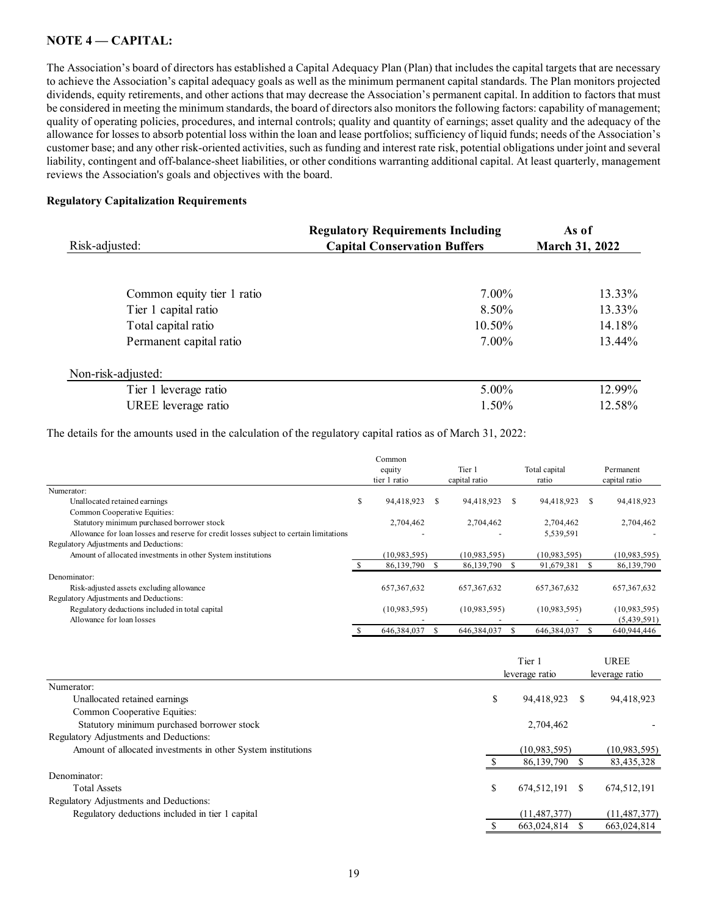## NOTE 4 — CAPITAL:

The Association's board of directors has established a Capital Adequacy Plan (Plan) that includes the capital targets that are necessary to achieve the Association's capital adequacy goals as well as the minimum permanent capital standards. The Plan monitors projected dividends, equity retirements, and other actions that may decrease the Association's permanent capital. In addition to factors that must be considered in meeting the minimum standards, the board of directors also monitors the following factors: capability of management; quality of operating policies, procedures, and internal controls; quality and quantity of earnings; asset quality and the adequacy of the allowance for losses to absorb potential loss within the loan and lease portfolios; sufficiency of liquid funds; needs of the Association's customer base; and any other risk-oriented activities, such as funding and interest rate risk, potential obligations under joint and several liability, contingent and off-balance-sheet liabilities, or other conditions warranting additional capital. At least quarterly, management reviews the Association's goals and objectives with the board.

### Regulatory Capitalization Requirements

| Risk-adjusted: | Regulatory Requirements Including Capital Conservation Buffers | As of March 31, 2022 |
|---|---|---|
| Common equity tier 1 ratio | 7.00% | 13.33% |
| Tier 1 capital ratio | 8.50% | 13.33% |
| Total capital ratio | 10.50% | 14.18% |
| Permanent capital ratio | 7.00% | 13.44% |
| **Non-risk-adjusted:** | | |
| Tier 1 leverage ratio | 5.00% | 12.99% |
| UREE leverage ratio | 1.50% | 12.58% |

The details for the amounts used in the calculation of the regulatory capital ratios as of March 31, 2022:

| | Common equity tier 1 ratio | Tier 1 capital ratio | Total capital ratio | Permanent capital ratio |
|---|---|---|---|---|
| Numerator: | | | | |
| Unallocated retained earnings | $ 94,418,923 | $ 94,418,923 | $ 94,418,923 | $ 94,418,923 |
| Common Cooperative Equities: | | | | |
| Statutory minimum purchased borrower stock | 2,704,462 | 2,704,462 | 2,704,462 | 2,704,462 |
| Allowance for loan losses and reserve for credit losses subject to certain limitations | - | - | 5,539,591 | - |
| Regulatory Adjustments and Deductions: | | | | |
| Amount of allocated investments in other System institutions | (10,983,595) | (10,983,595) | (10,983,595) | (10,983,595) |
| | $ 86,139,790 | $ 86,139,790 | $ 91,679,381 | $ 86,139,790 |
| Denominator: | | | | |
| Risk-adjusted assets excluding allowance | 657,367,632 | 657,367,632 | 657,367,632 | 657,367,632 |
| Regulatory Adjustments and Deductions: | | | | |
| Regulatory deductions included in total capital | (10,983,595) | (10,983,595) | (10,983,595) | (10,983,595) |
| Allowance for loan losses | - | - | - | (5,439,591) |
| | $ 646,384,037 | $ 646,384,037 | $ 646,384,037 | $ 640,944,446 |

| | Tier 1 leverage ratio | UREE leverage ratio |
|---|---|---|
| Numerator: | | |
| Unallocated retained earnings | $ 94,418,923 | $ 94,418,923 |
| Common Cooperative Equities: | | |
| Statutory minimum purchased borrower stock | 2,704,462 | - |
| Regulatory Adjustments and Deductions: | | |
| Amount of allocated investments in other System institutions | (10,983,595) | (10,983,595) |
| | $ 86,139,790 | $ 83,435,328 |
| Denominator: | | |
| Total Assets | $ 674,512,191 | $ 674,512,191 |
| Regulatory Adjustments and Deductions: | | |
| Regulatory deductions included in tier 1 capital | (11,487,377) | (11,487,377) |
| | $ 663,024,814 | $ 663,024,814 |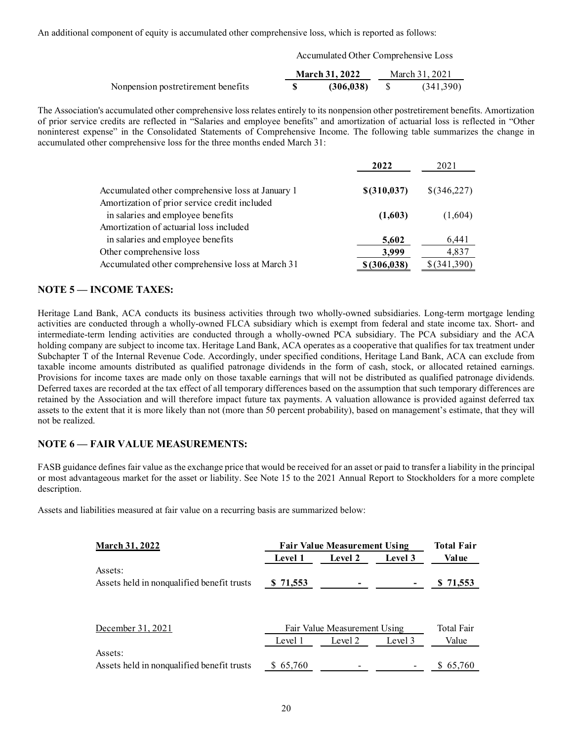An additional component of equity is accumulated other comprehensive loss, which is reported as follows:

| | Accumulated Other Comprehensive Loss | |
|---|---|---|
| | **March 31, 2022** | March 31, 2021 |
| Nonpension postretirement benefits | **$ (306,038)** | $ (341,390) |

The Association's accumulated other comprehensive loss relates entirely to its nonpension other postretirement benefits. Amortization of prior service credits are reflected in "Salaries and employee benefits" and amortization of actuarial loss is reflected in "Other noninterest expense" in the Consolidated Statements of Comprehensive Income. The following table summarizes the change in accumulated other comprehensive loss for the three months ended March 31:

| | **2022** | 2021 |
|---|---|---|
| Accumulated other comprehensive loss at January 1 | **$(310,037)** | $(346,227) |
| Amortization of prior service credit included in salaries and employee benefits | **(1,603)** | (1,604) |
| Amortization of actuarial loss included in salaries and employee benefits | **5,602** | 6,441 |
| Other comprehensive loss | **3,999** | 4,837 |
| Accumulated other comprehensive loss at March 31 | **$(306,038)** | $(341,390) |

## NOTE 5 — INCOME TAXES:

Heritage Land Bank, ACA conducts its business activities through two wholly-owned subsidiaries. Long-term mortgage lending activities are conducted through a wholly-owned FLCA subsidiary which is exempt from federal and state income tax. Short- and intermediate-term lending activities are conducted through a wholly-owned PCA subsidiary. The PCA subsidiary and the ACA holding company are subject to income tax. Heritage Land Bank, ACA operates as a cooperative that qualifies for tax treatment under Subchapter T of the Internal Revenue Code. Accordingly, under specified conditions, Heritage Land Bank, ACA can exclude from taxable income amounts distributed as qualified patronage dividends in the form of cash, stock, or allocated retained earnings. Provisions for income taxes are made only on those taxable earnings that will not be distributed as qualified patronage dividends. Deferred taxes are recorded at the tax effect of all temporary differences based on the assumption that such temporary differences are retained by the Association and will therefore impact future tax payments. A valuation allowance is provided against deferred tax assets to the extent that it is more likely than not (more than 50 percent probability), based on management's estimate, that they will not be realized.

## NOTE 6 — FAIR VALUE MEASUREMENTS:

FASB guidance defines fair value as the exchange price that would be received for an asset or paid to transfer a liability in the principal or most advantageous market for the asset or liability. See Note 15 to the 2021 Annual Report to Stockholders for a more complete description.

Assets and liabilities measured at fair value on a recurring basis are summarized below:

| **March 31, 2022** | **Fair Value Measurement Using** | | | **Total Fair** |
|---|---|---|---|---|
| | **Level 1** | **Level 2** | **Level 3** | **Value** |
| Assets: | | | | |
| Assets held in nonqualified benefit trusts | **$ 71,553** | **-** | **-** | **$ 71,553** |

| December 31, 2021 | Fair Value Measurement Using | | | Total Fair |
|---|---|---|---|---|
| | Level 1 | Level 2 | Level 3 | Value |
| Assets: | | | | |
| Assets held in nonqualified benefit trusts | $ 65,760 | - | - | $ 65,760 |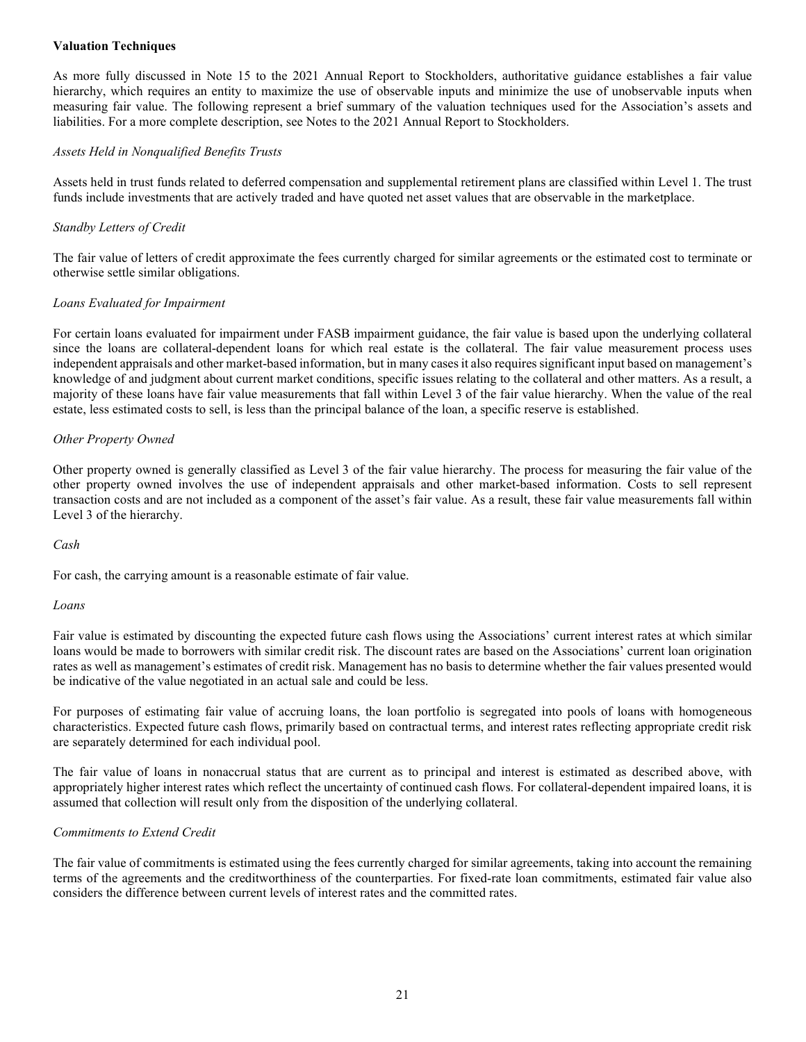**Valuation Techniques**

As more fully discussed in Note 15 to the 2021 Annual Report to Stockholders, authoritative guidance establishes a fair value hierarchy, which requires an entity to maximize the use of observable inputs and minimize the use of unobservable inputs when measuring fair value. The following represent a brief summary of the valuation techniques used for the Association's assets and liabilities. For a more complete description, see Notes to the 2021 Annual Report to Stockholders.

*Assets Held in Nonqualified Benefits Trusts*

Assets held in trust funds related to deferred compensation and supplemental retirement plans are classified within Level 1. The trust funds include investments that are actively traded and have quoted net asset values that are observable in the marketplace.

*Standby Letters of Credit*

The fair value of letters of credit approximate the fees currently charged for similar agreements or the estimated cost to terminate or otherwise settle similar obligations.

*Loans Evaluated for Impairment*

For certain loans evaluated for impairment under FASB impairment guidance, the fair value is based upon the underlying collateral since the loans are collateral-dependent loans for which real estate is the collateral. The fair value measurement process uses independent appraisals and other market-based information, but in many cases it also requires significant input based on management's knowledge of and judgment about current market conditions, specific issues relating to the collateral and other matters. As a result, a majority of these loans have fair value measurements that fall within Level 3 of the fair value hierarchy. When the value of the real estate, less estimated costs to sell, is less than the principal balance of the loan, a specific reserve is established.

*Other Property Owned*

Other property owned is generally classified as Level 3 of the fair value hierarchy. The process for measuring the fair value of the other property owned involves the use of independent appraisals and other market-based information. Costs to sell represent transaction costs and are not included as a component of the asset's fair value. As a result, these fair value measurements fall within Level 3 of the hierarchy.

*Cash*

For cash, the carrying amount is a reasonable estimate of fair value.

*Loans*

Fair value is estimated by discounting the expected future cash flows using the Associations' current interest rates at which similar loans would be made to borrowers with similar credit risk. The discount rates are based on the Associations' current loan origination rates as well as management's estimates of credit risk. Management has no basis to determine whether the fair values presented would be indicative of the value negotiated in an actual sale and could be less.

For purposes of estimating fair value of accruing loans, the loan portfolio is segregated into pools of loans with homogeneous characteristics. Expected future cash flows, primarily based on contractual terms, and interest rates reflecting appropriate credit risk are separately determined for each individual pool.

The fair value of loans in nonaccrual status that are current as to principal and interest is estimated as described above, with appropriately higher interest rates which reflect the uncertainty of continued cash flows. For collateral-dependent impaired loans, it is assumed that collection will result only from the disposition of the underlying collateral.

*Commitments to Extend Credit*

The fair value of commitments is estimated using the fees currently charged for similar agreements, taking into account the remaining terms of the agreements and the creditworthiness of the counterparties. For fixed-rate loan commitments, estimated fair value also considers the difference between current levels of interest rates and the committed rates.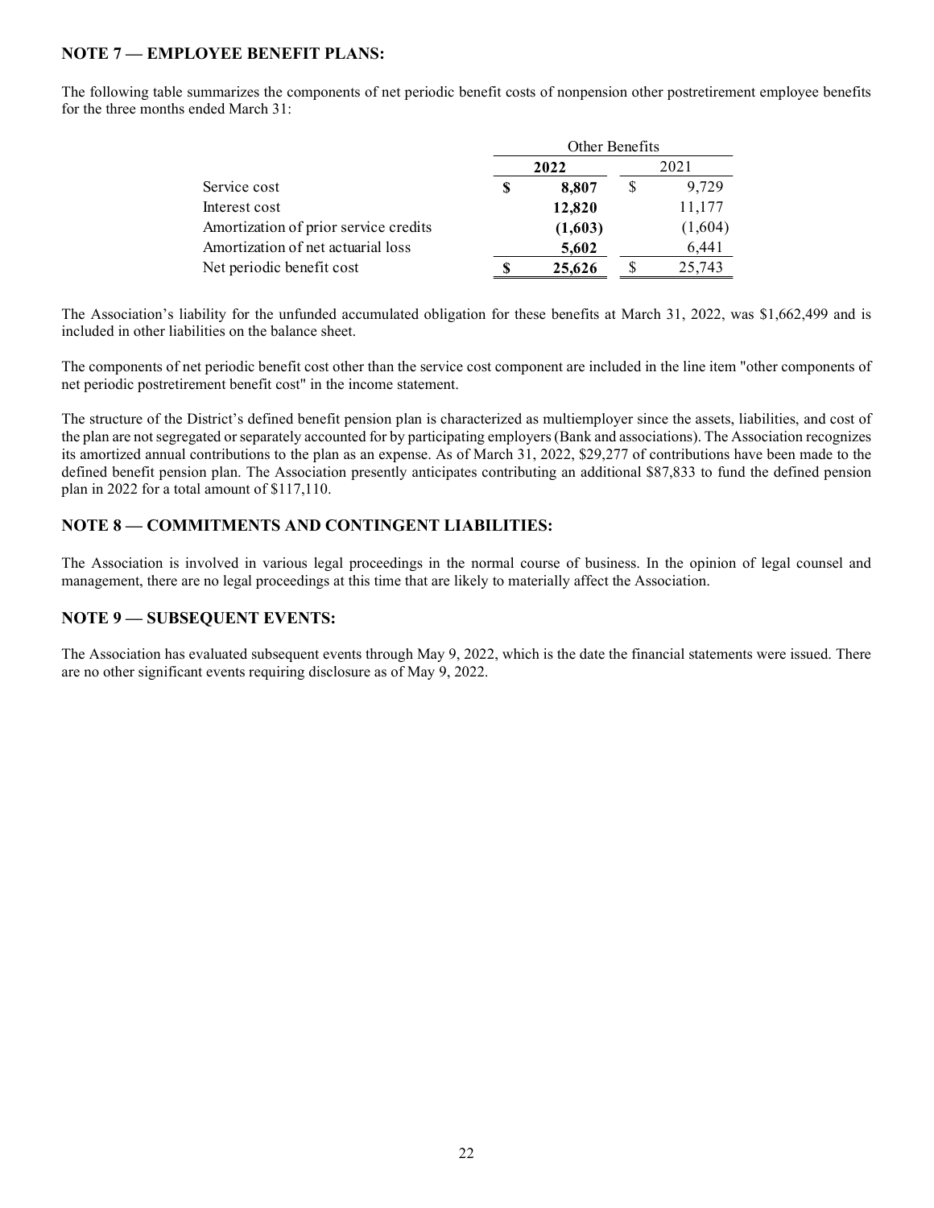## NOTE 7 — EMPLOYEE BENEFIT PLANS:

The following table summarizes the components of net periodic benefit costs of nonpension other postretirement employee benefits for the three months ended March 31:

| | Other Benefits | |
|---|---|---|
| | **2022** | 2021 |
| Service cost | **$ 8,807** | $ 9,729 |
| Interest cost | **12,820** | 11,177 |
| Amortization of prior service credits | **(1,603)** | (1,604) |
| Amortization of net actuarial loss | **5,602** | 6,441 |
| Net periodic benefit cost | **$ 25,626** | $ 25,743 |

The Association's liability for the unfunded accumulated obligation for these benefits at March 31, 2022, was $1,662,499 and is included in other liabilities on the balance sheet.

The components of net periodic benefit cost other than the service cost component are included in the line item "other components of net periodic postretirement benefit cost" in the income statement.

The structure of the District's defined benefit pension plan is characterized as multiemployer since the assets, liabilities, and cost of the plan are not segregated or separately accounted for by participating employers (Bank and associations). The Association recognizes its amortized annual contributions to the plan as an expense. As of March 31, 2022, $29,277 of contributions have been made to the defined benefit pension plan. The Association presently anticipates contributing an additional $87,833 to fund the defined pension plan in 2022 for a total amount of $117,110.

## NOTE 8 — COMMITMENTS AND CONTINGENT LIABILITIES:

The Association is involved in various legal proceedings in the normal course of business. In the opinion of legal counsel and management, there are no legal proceedings at this time that are likely to materially affect the Association.

## NOTE 9 — SUBSEQUENT EVENTS:

The Association has evaluated subsequent events through May 9, 2022, which is the date the financial statements were issued. There are no other significant events requiring disclosure as of May 9, 2022.